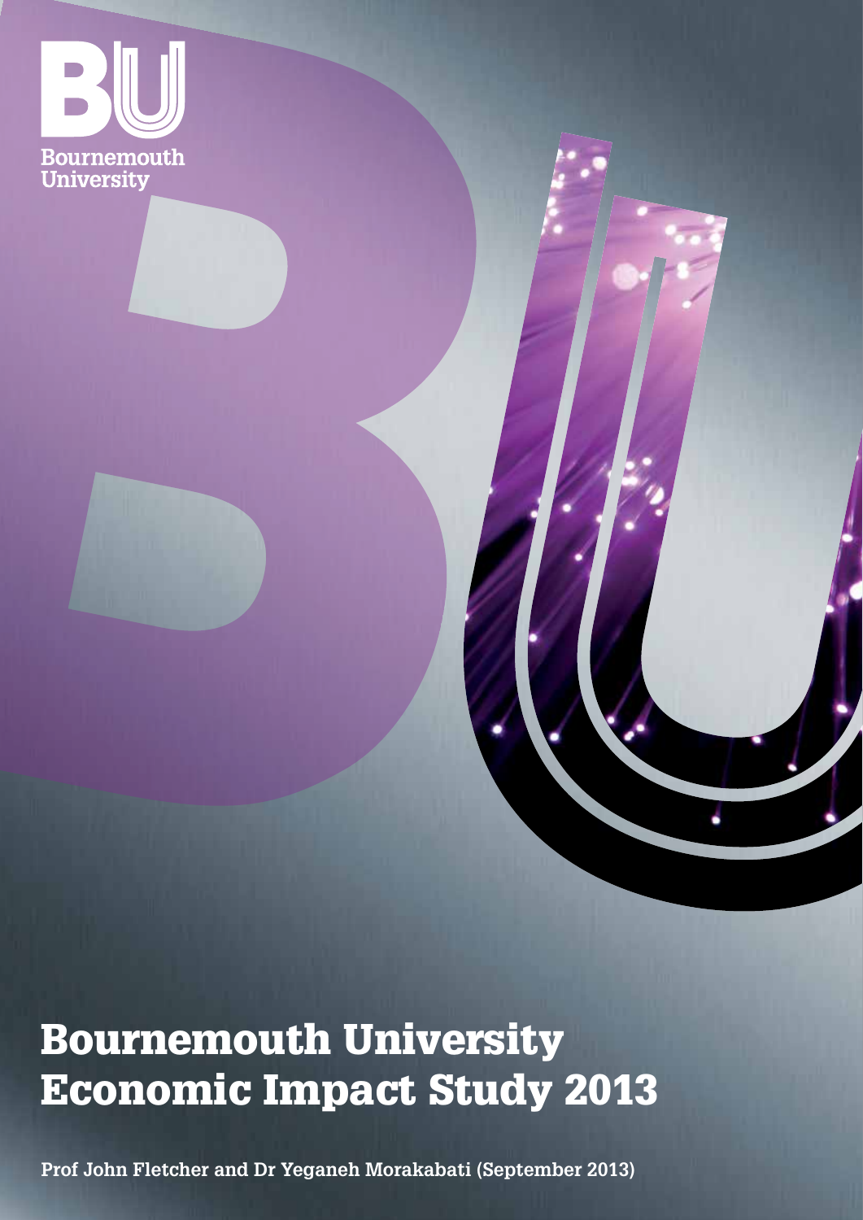Bournemouth University

# Bournemouth University Economic Impact Study 2013

**Prof John Fletcher and Dr Yeganeh Morakabati (September 2013)**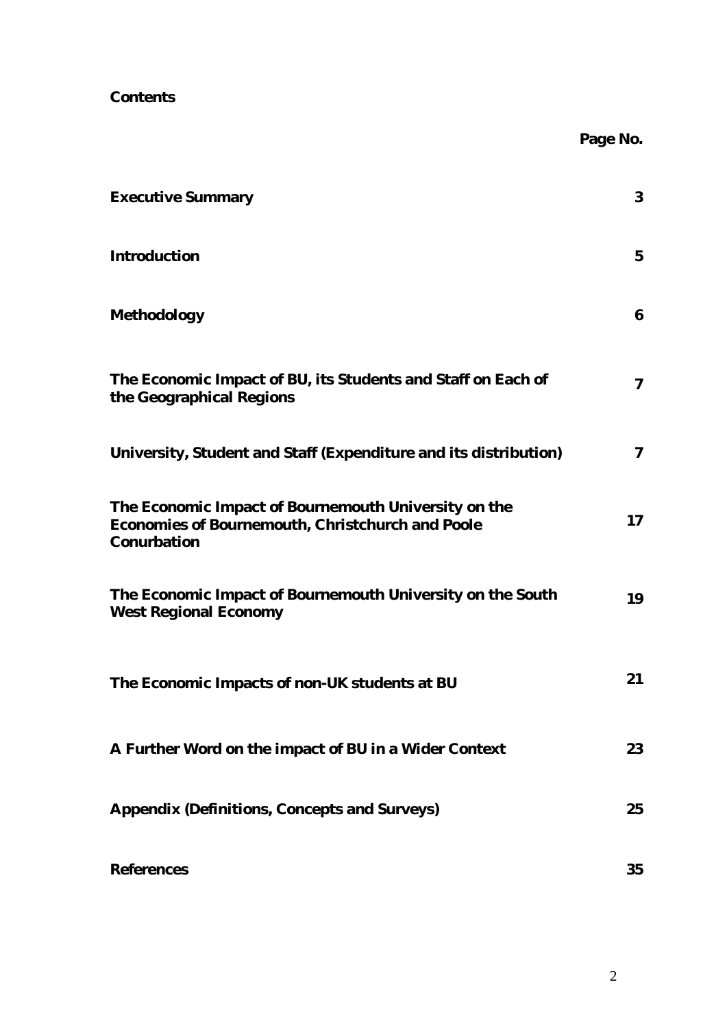## Contents

| | Page No. |
|---|---|
| **Executive Summary** | **3** |
| **Introduction** | **5** |
| **Methodology** | **6** |
| **The Economic Impact of BU, its Students and Staff on Each of the Geographical Regions** | **7** |
| **University, Student and Staff (Expenditure and its distribution)** | **7** |
| **The Economic Impact of Bournemouth University on the Economies of Bournemouth, Christchurch and Poole Conurbation** | **17** |
| **The Economic Impact of Bournemouth University on the South West Regional Economy** | **19** |
| **The Economic Impacts of non-UK students at BU** | **21** |
| **A Further Word on the impact of BU in a Wider Context** | **23** |
| **Appendix (Definitions, Concepts and Surveys)** | **25** |
| **References** | **35** |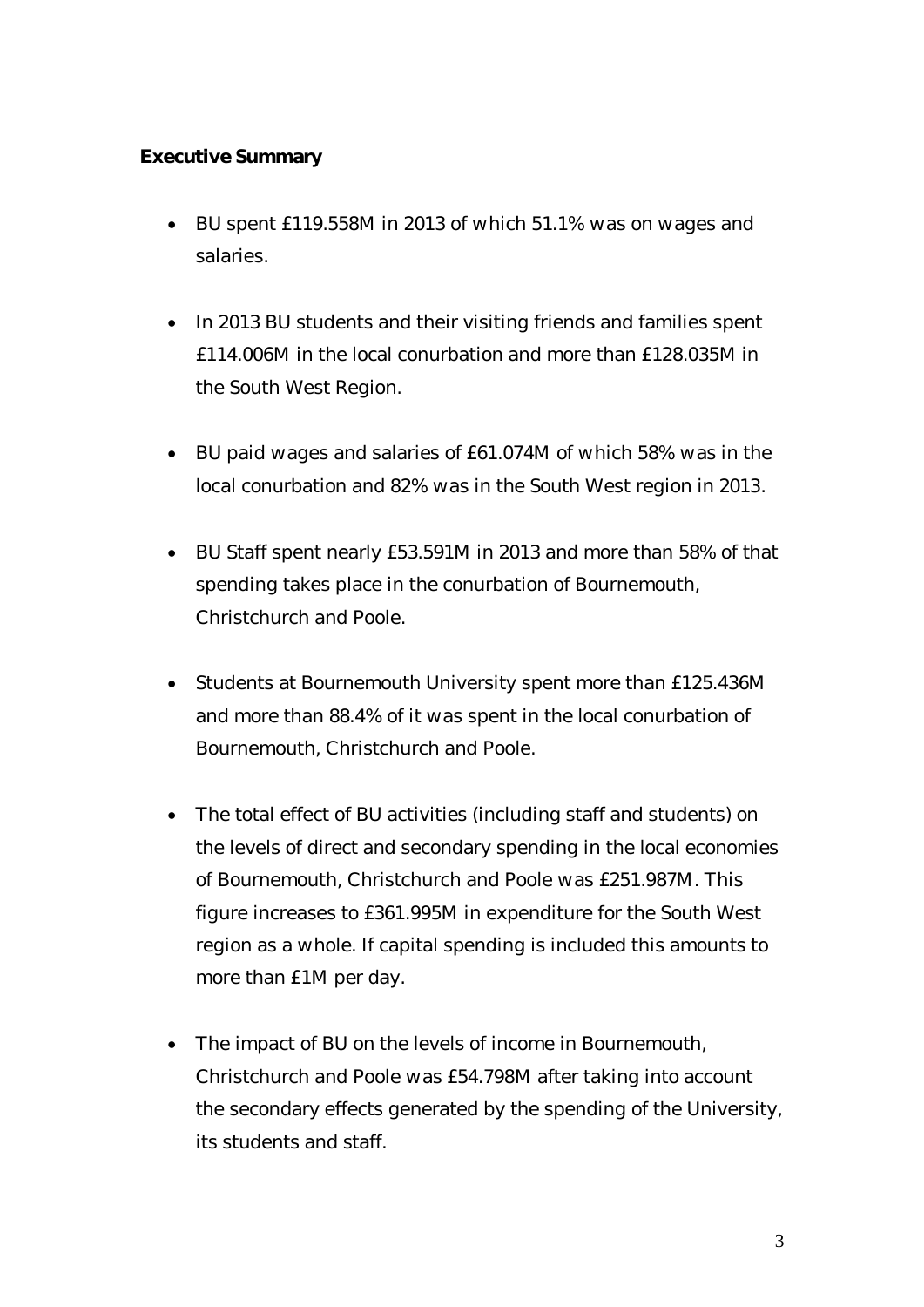**Executive Summary**

- BU spent £119.558M in 2013 of which 51.1% was on wages and salaries.
- In 2013 BU students and their visiting friends and families spent £114.006M in the local conurbation and more than £128.035M in the South West Region.
- BU paid wages and salaries of £61.074M of which 58% was in the local conurbation and 82% was in the South West region in 2013.
- BU Staff spent nearly £53.591M in 2013 and more than 58% of that spending takes place in the conurbation of Bournemouth, Christchurch and Poole.
- Students at Bournemouth University spent more than £125.436M and more than 88.4% of it was spent in the local conurbation of Bournemouth, Christchurch and Poole.
- The total effect of BU activities (including staff and students) on the levels of direct and secondary spending in the local economies of Bournemouth, Christchurch and Poole was £251.987M. This figure increases to £361.995M in expenditure for the South West region as a whole. If capital spending is included this amounts to more than £1M per day.
- The impact of BU on the levels of income in Bournemouth, Christchurch and Poole was £54.798M after taking into account the secondary effects generated by the spending of the University, its students and staff.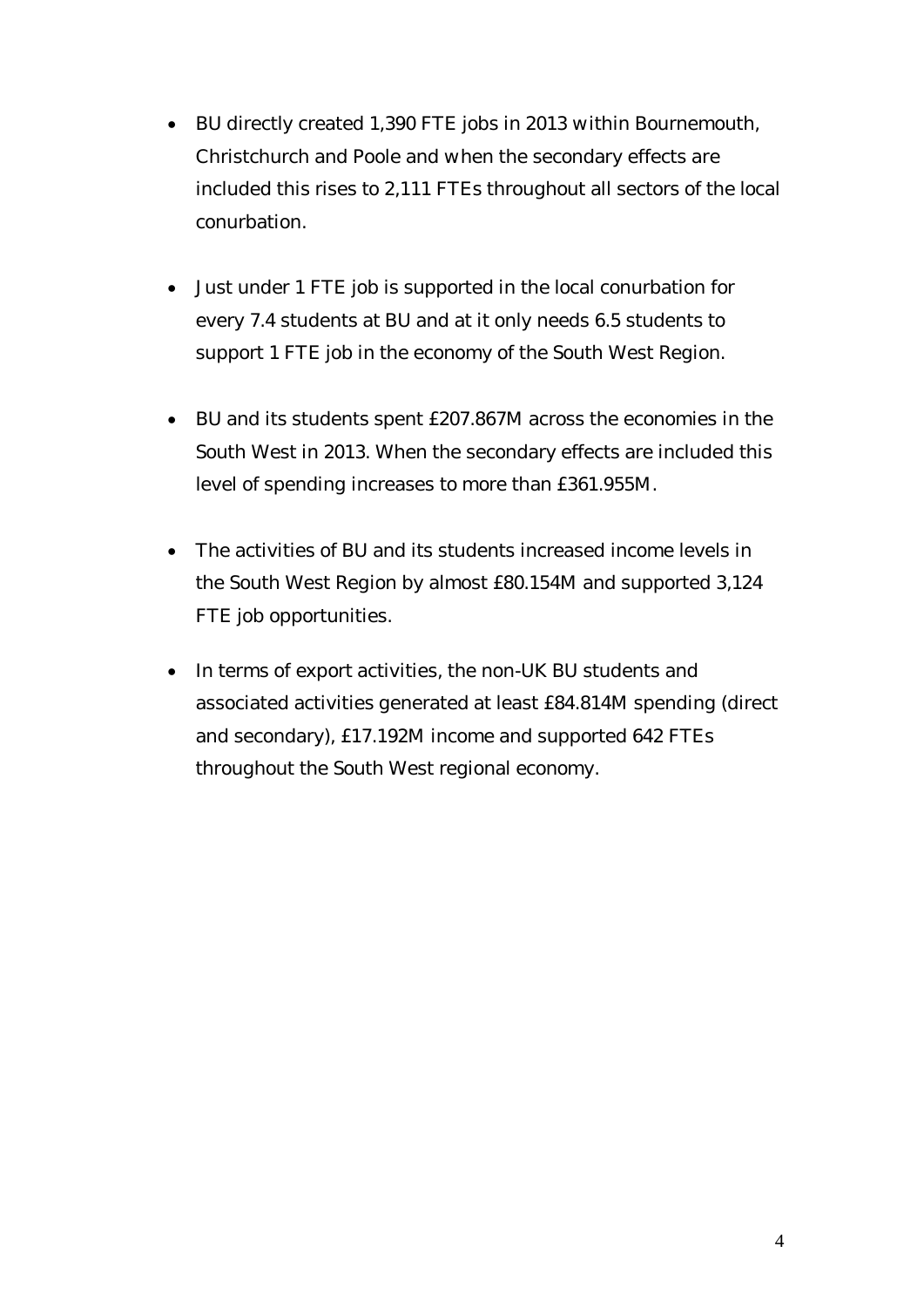- BU directly created 1,390 FTE jobs in 2013 within Bournemouth, Christchurch and Poole and when the secondary effects are included this rises to 2,111 FTEs throughout all sectors of the local conurbation.

- Just under 1 FTE job is supported in the local conurbation for every 7.4 students at BU and at it only needs 6.5 students to support 1 FTE job in the economy of the South West Region.

- BU and its students spent £207.867M across the economies in the South West in 2013. When the secondary effects are included this level of spending increases to more than £361.955M.

- The activities of BU and its students increased income levels in the South West Region by almost £80.154M and supported 3,124 FTE job opportunities.

- In terms of export activities, the non-UK BU students and associated activities generated at least £84.814M spending (direct and secondary), £17.192M income and supported 642 FTEs throughout the South West regional economy.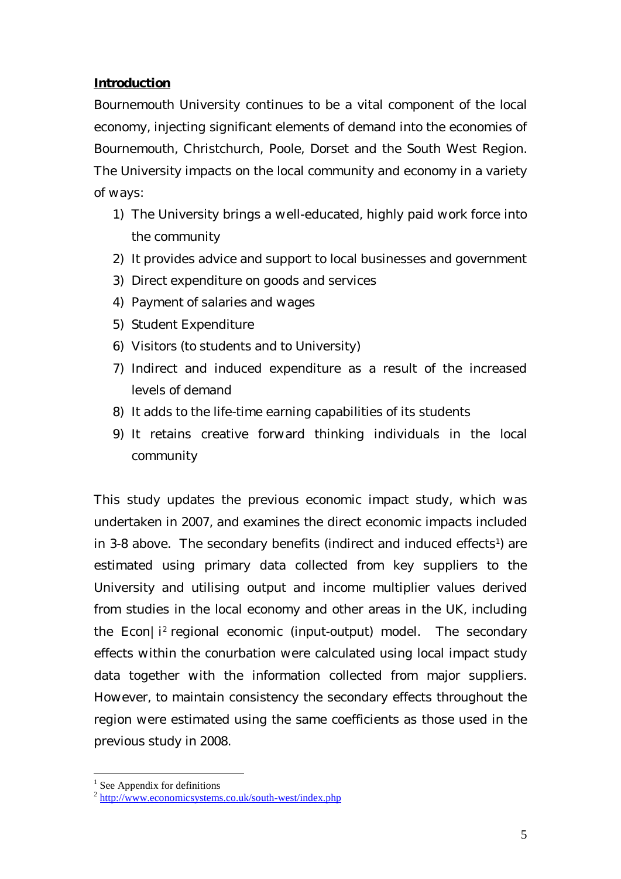## Introduction

Bournemouth University continues to be a vital component of the local economy, injecting significant elements of demand into the economies of Bournemouth, Christchurch, Poole, Dorset and the South West Region. The University impacts on the local community and economy in a variety of ways:

1) The University brings a well-educated, highly paid work force into the community
2) It provides advice and support to local businesses and government
3) Direct expenditure on goods and services
4) Payment of salaries and wages
5) Student Expenditure
6) Visitors (to students and to University)
7) Indirect and induced expenditure as a result of the increased levels of demand
8) It adds to the life-time earning capabilities of its students
9) It retains creative forward thinking individuals in the local community

This study updates the previous economic impact study, which was undertaken in 2007, and examines the direct economic impacts included in 3-8 above. The secondary benefits (indirect and induced effects[1]) are estimated using primary data collected from key suppliers to the University and utilising output and income multiplier values derived from studies in the local economy and other areas in the UK, including the Econ|i[2] regional economic (input-output) model. The secondary effects within the conurbation were calculated using local impact study data together with the information collected from major suppliers. However, to maintain consistency the secondary effects throughout the region were estimated using the same coefficients as those used in the previous study in 2008.

[1] See Appendix for definitions

[2] http://www.economicsystems.co.uk/south-west/index.php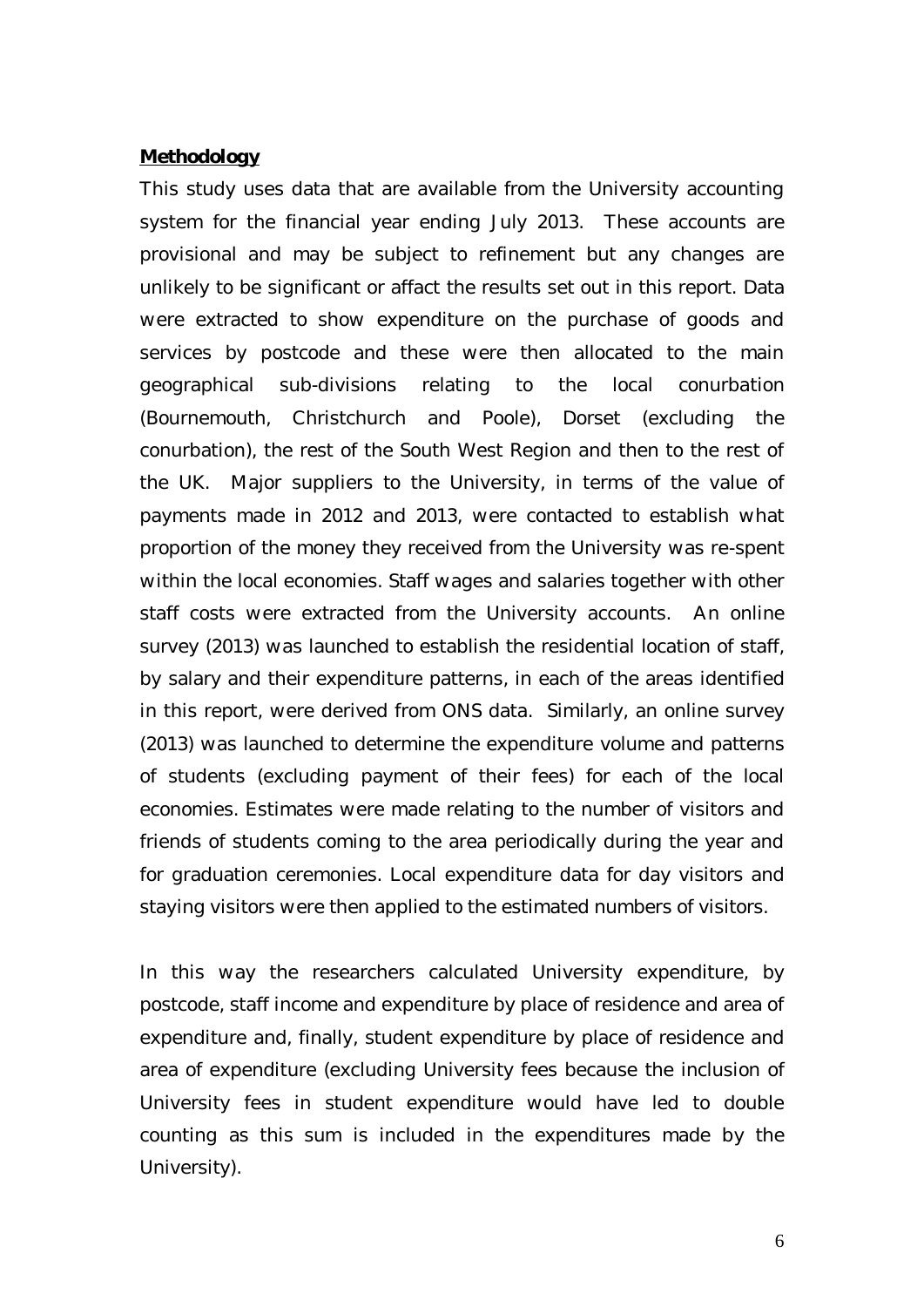**Methodology**

This study uses data that are available from the University accounting system for the financial year ending July 2013. These accounts are provisional and may be subject to refinement but any changes are unlikely to be significant or affact the results set out in this report. Data were extracted to show expenditure on the purchase of goods and services by postcode and these were then allocated to the main geographical sub-divisions relating to the local conurbation (Bournemouth, Christchurch and Poole), Dorset (excluding the conurbation), the rest of the South West Region and then to the rest of the UK. Major suppliers to the University, in terms of the value of payments made in 2012 and 2013, were contacted to establish what proportion of the money they received from the University was re-spent within the local economies. Staff wages and salaries together with other staff costs were extracted from the University accounts. An online survey (2013) was launched to establish the residential location of staff, by salary and their expenditure patterns, in each of the areas identified in this report, were derived from ONS data. Similarly, an online survey (2013) was launched to determine the expenditure volume and patterns of students (excluding payment of their fees) for each of the local economies. Estimates were made relating to the number of visitors and friends of students coming to the area periodically during the year and for graduation ceremonies. Local expenditure data for day visitors and staying visitors were then applied to the estimated numbers of visitors.

In this way the researchers calculated University expenditure, by postcode, staff income and expenditure by place of residence and area of expenditure and, finally, student expenditure by place of residence and area of expenditure (excluding University fees because the inclusion of University fees in student expenditure would have led to double counting as this sum is included in the expenditures made by the University).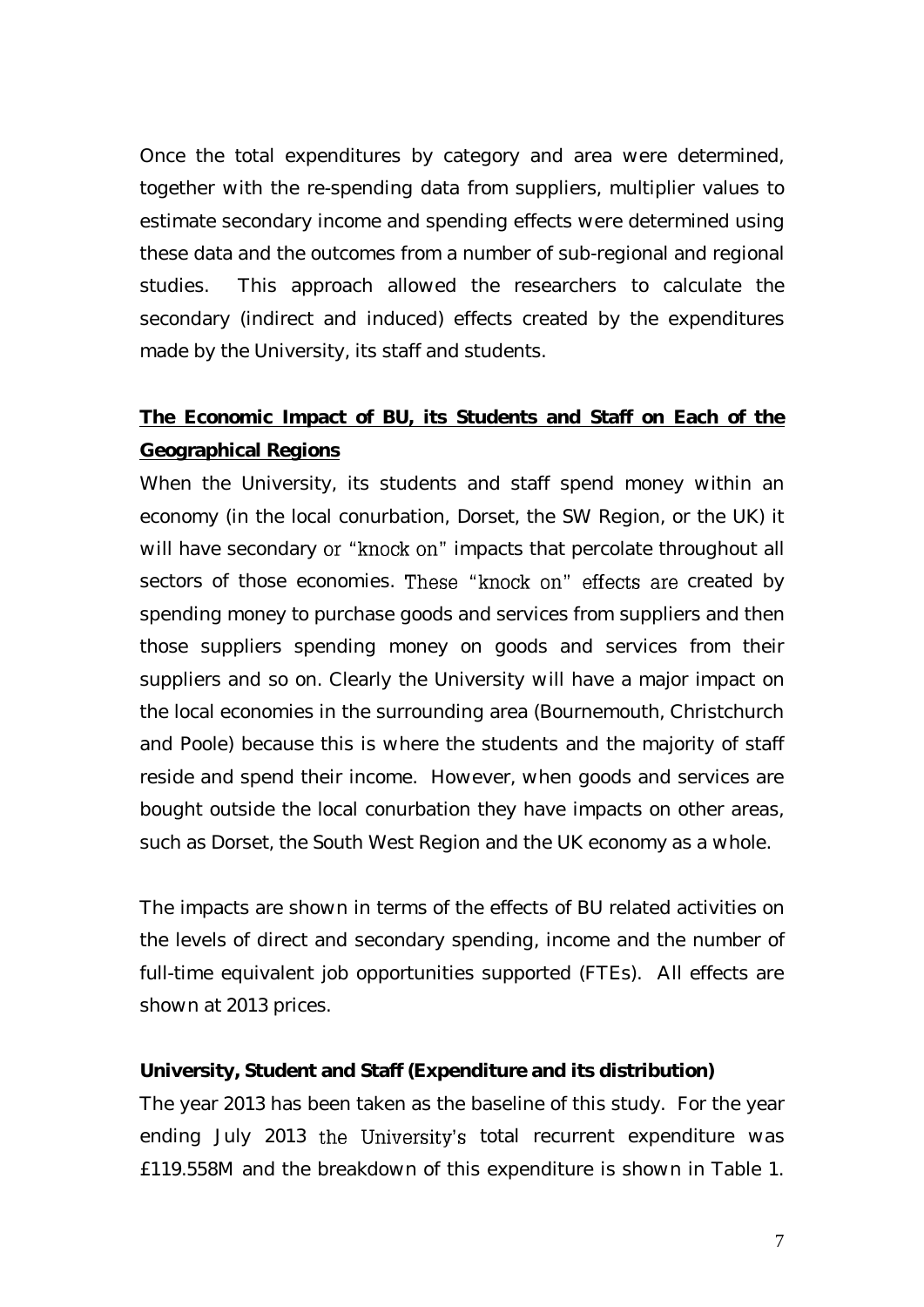Once the total expenditures by category and area were determined, together with the re-spending data from suppliers, multiplier values to estimate secondary income and spending effects were determined using these data and the outcomes from a number of sub-regional and regional studies. This approach allowed the researchers to calculate the secondary (indirect and induced) effects created by the expenditures made by the University, its staff and students.

## The Economic Impact of BU, its Students and Staff on Each of the Geographical Regions

When the University, its students and staff spend money within an economy (in the local conurbation, Dorset, the SW Region, or the UK) it will have secondary or "knock on" impacts that percolate throughout all sectors of those economies. These "knock on" effects are created by spending money to purchase goods and services from suppliers and then those suppliers spending money on goods and services from their suppliers and so on. Clearly the University will have a major impact on the local economies in the surrounding area (Bournemouth, Christchurch and Poole) because this is where the students and the majority of staff reside and spend their income. However, when goods and services are bought outside the local conurbation they have impacts on other areas, such as Dorset, the South West Region and the UK economy as a whole.

The impacts are shown in terms of the effects of BU related activities on the levels of direct and secondary spending, income and the number of full-time equivalent job opportunities supported (FTEs). All effects are shown at 2013 prices.

### University, Student and Staff (Expenditure and its distribution)

The year 2013 has been taken as the baseline of this study. For the year ending July 2013 the University's total recurrent expenditure was £119.558M and the breakdown of this expenditure is shown in Table 1.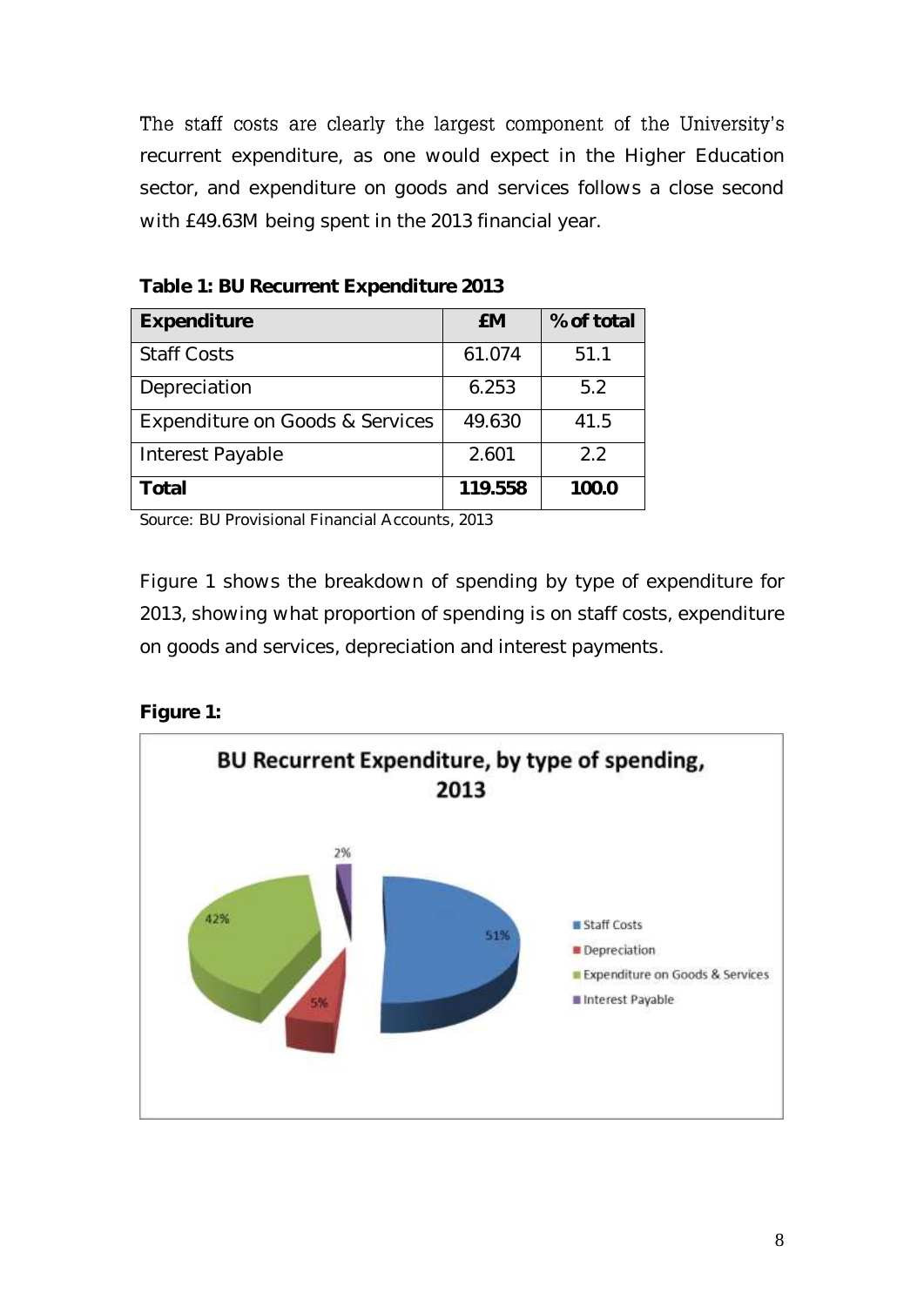The staff costs are clearly the largest component of the University's recurrent expenditure, as one would expect in the Higher Education sector, and expenditure on goods and services follows a close second with £49.63M being spent in the 2013 financial year.

**Table 1: BU Recurrent Expenditure 2013**

| Expenditure | £M | % of total |
|---|---|---|
| Staff Costs | 61.074 | 51.1 |
| Depreciation | 6.253 | 5.2 |
| Expenditure on Goods & Services | 49.630 | 41.5 |
| Interest Payable | 2.601 | 2.2 |
| **Total** | **119.558** | **100.0** |

Source: BU Provisional Financial Accounts, 2013

Figure 1 shows the breakdown of spending by type of expenditure for 2013, showing what proportion of spending is on staff costs, expenditure on goods and services, depreciation and interest payments.

**Figure 1:**

BU Recurrent Expenditure, by type of spending, 2013

- Staff Costs: 51%
- Depreciation: 5%
- Expenditure on Goods & Services: 42%
- Interest Payable: 2%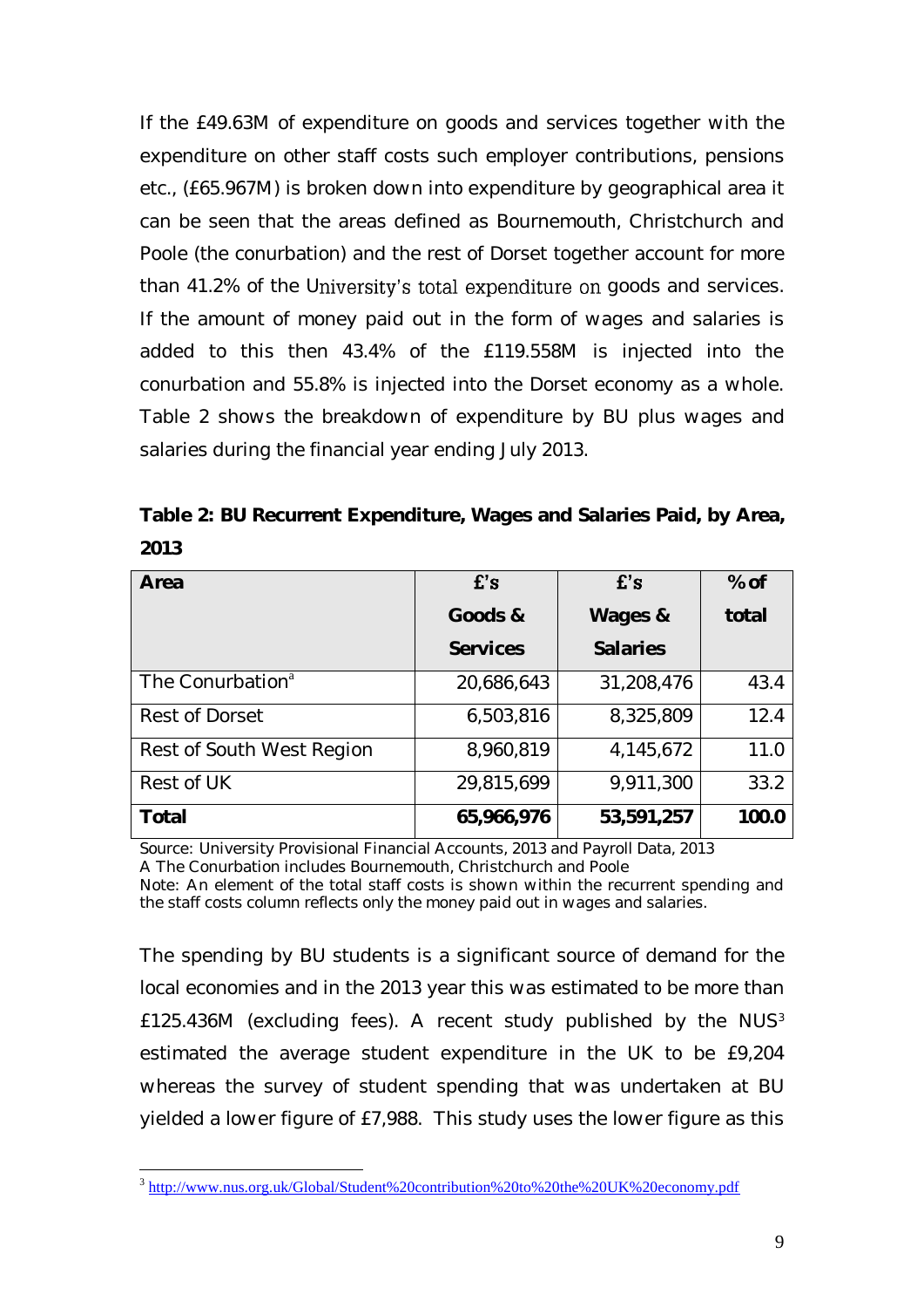If the £49.63M of expenditure on goods and services together with the expenditure on other staff costs such employer contributions, pensions etc., (£65.967M) is broken down into expenditure by geographical area it can be seen that the areas defined as Bournemouth, Christchurch and Poole (the conurbation) and the rest of Dorset together account for more than 41.2% of the University's total expenditure on goods and services. If the amount of money paid out in the form of wages and salaries is added to this then 43.4% of the £119.558M is injected into the conurbation and 55.8% is injected into the Dorset economy as a whole. Table 2 shows the breakdown of expenditure by BU plus wages and salaries during the financial year ending July 2013.

**Table 2: BU Recurrent Expenditure, Wages and Salaries Paid, by Area, 2013**

| Area | £'s Goods & Services | £'s Wages & Salaries | % of total |
|---|---:|---:|---:|
| The Conurbation[a] | 20,686,643 | 31,208,476 | 43.4 |
| Rest of Dorset | 6,503,816 | 8,325,809 | 12.4 |
| Rest of South West Region | 8,960,819 | 4,145,672 | 11.0 |
| Rest of UK | 29,815,699 | 9,911,300 | 33.2 |
| **Total** | **65,966,976** | **53,591,257** | **100.0** |

Source: University Provisional Financial Accounts, 2013 and Payroll Data, 2013
A The Conurbation includes Bournemouth, Christchurch and Poole
Note: An element of the total staff costs is shown within the recurrent spending and the staff costs column reflects only the money paid out in wages and salaries.

The spending by BU students is a significant source of demand for the local economies and in the 2013 year this was estimated to be more than £125.436M (excluding fees). A recent study published by the NUS[3] estimated the average student expenditure in the UK to be £9,204 whereas the survey of student spending that was undertaken at BU yielded a lower figure of £7,988. This study uses the lower figure as this

[3] http://www.nus.org.uk/Global/Student%20contribution%20to%20the%20UK%20economy.pdf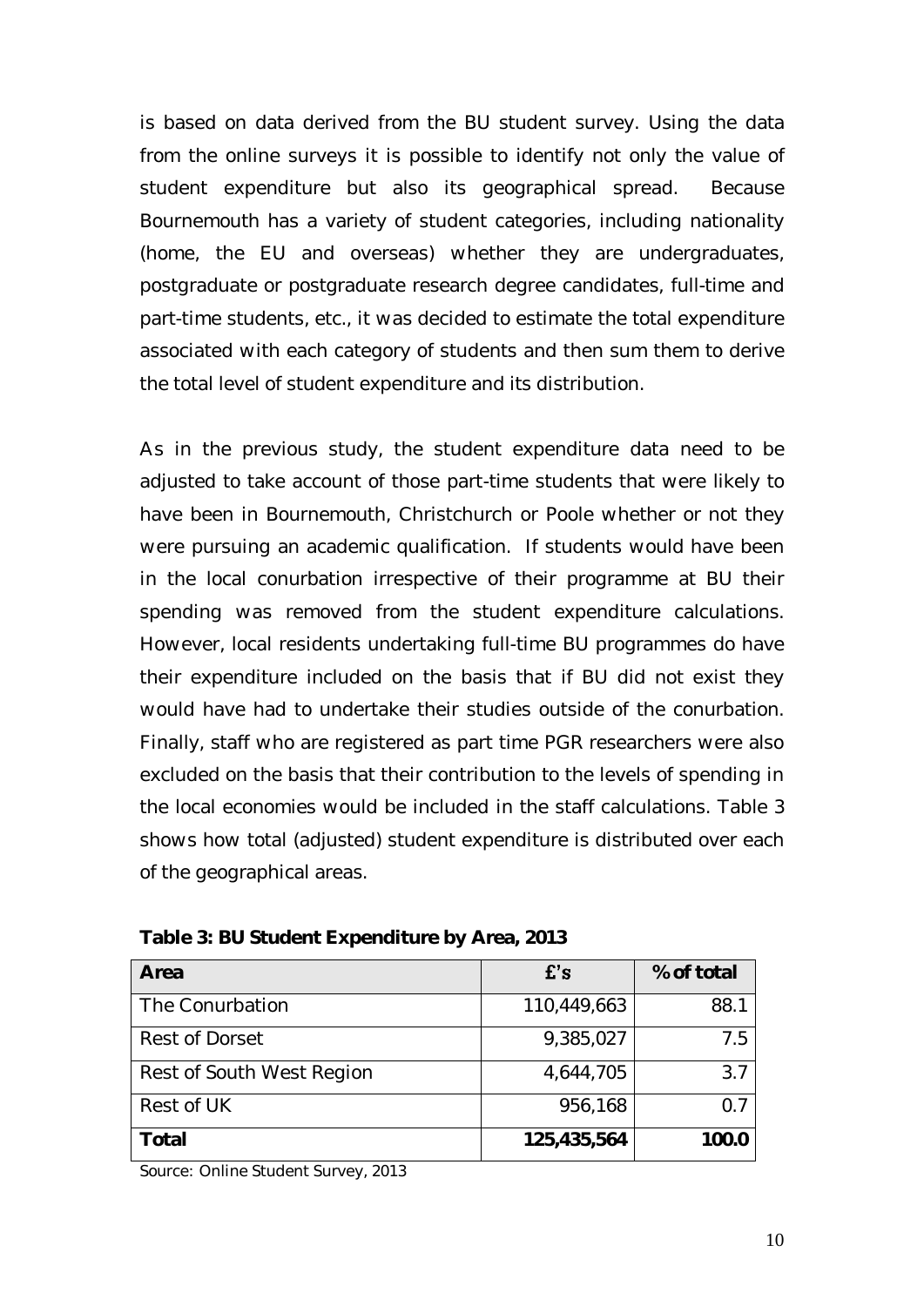is based on data derived from the BU student survey. Using the data from the online surveys it is possible to identify not only the value of student expenditure but also its geographical spread. Because Bournemouth has a variety of student categories, including nationality (home, the EU and overseas) whether they are undergraduates, postgraduate or postgraduate research degree candidates, full-time and part-time students, etc., it was decided to estimate the total expenditure associated with each category of students and then sum them to derive the total level of student expenditure and its distribution.

As in the previous study, the student expenditure data need to be adjusted to take account of those part-time students that were likely to have been in Bournemouth, Christchurch or Poole whether or not they were pursuing an academic qualification. If students would have been in the local conurbation irrespective of their programme at BU their spending was removed from the student expenditure calculations. However, local residents undertaking full-time BU programmes do have their expenditure included on the basis that if BU did not exist they would have had to undertake their studies outside of the conurbation. Finally, staff who are registered as part time PGR researchers were also excluded on the basis that their contribution to the levels of spending in the local economies would be included in the staff calculations. Table 3 shows how total (adjusted) student expenditure is distributed over each of the geographical areas.

**Table 3: BU Student Expenditure by Area, 2013**

| Area | £'s | % of total |
|---|---|---|
| The Conurbation | 110,449,663 | 88.1 |
| Rest of Dorset | 9,385,027 | 7.5 |
| Rest of South West Region | 4,644,705 | 3.7 |
| Rest of UK | 956,168 | 0.7 |
| **Total** | **125,435,564** | **100.0** |

Source: Online Student Survey, 2013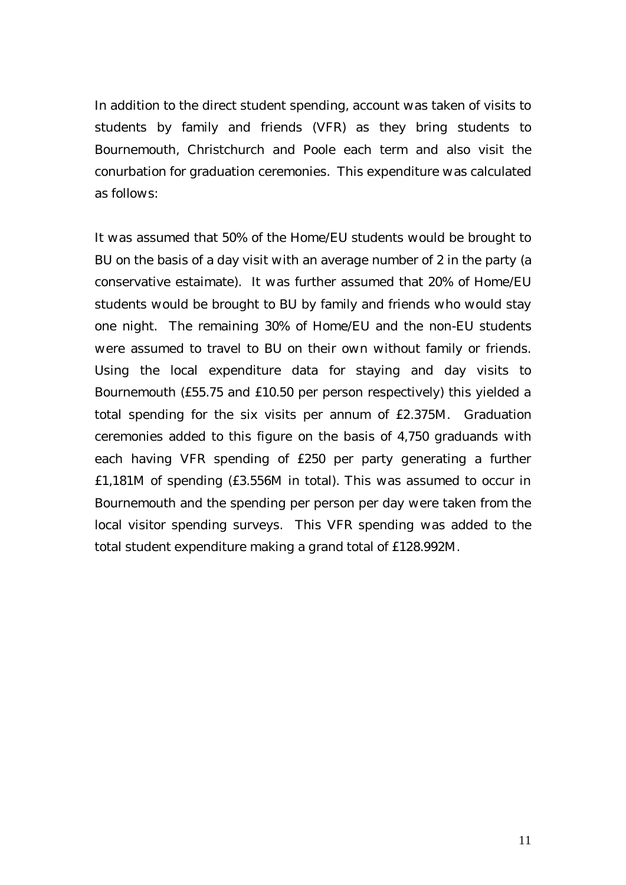In addition to the direct student spending, account was taken of visits to students by family and friends (VFR) as they bring students to Bournemouth, Christchurch and Poole each term and also visit the conurbation for graduation ceremonies. This expenditure was calculated as follows:

It was assumed that 50% of the Home/EU students would be brought to BU on the basis of a day visit with an average number of 2 in the party (a conservative estaimate). It was further assumed that 20% of Home/EU students would be brought to BU by family and friends who would stay one night. The remaining 30% of Home/EU and the non-EU students were assumed to travel to BU on their own without family or friends. Using the local expenditure data for staying and day visits to Bournemouth (£55.75 and £10.50 per person respectively) this yielded a total spending for the six visits per annum of £2.375M. Graduation ceremonies added to this figure on the basis of 4,750 graduands with each having VFR spending of £250 per party generating a further £1,181M of spending (£3.556M in total). This was assumed to occur in Bournemouth and the spending per person per day were taken from the local visitor spending surveys. This VFR spending was added to the total student expenditure making a grand total of £128.992M.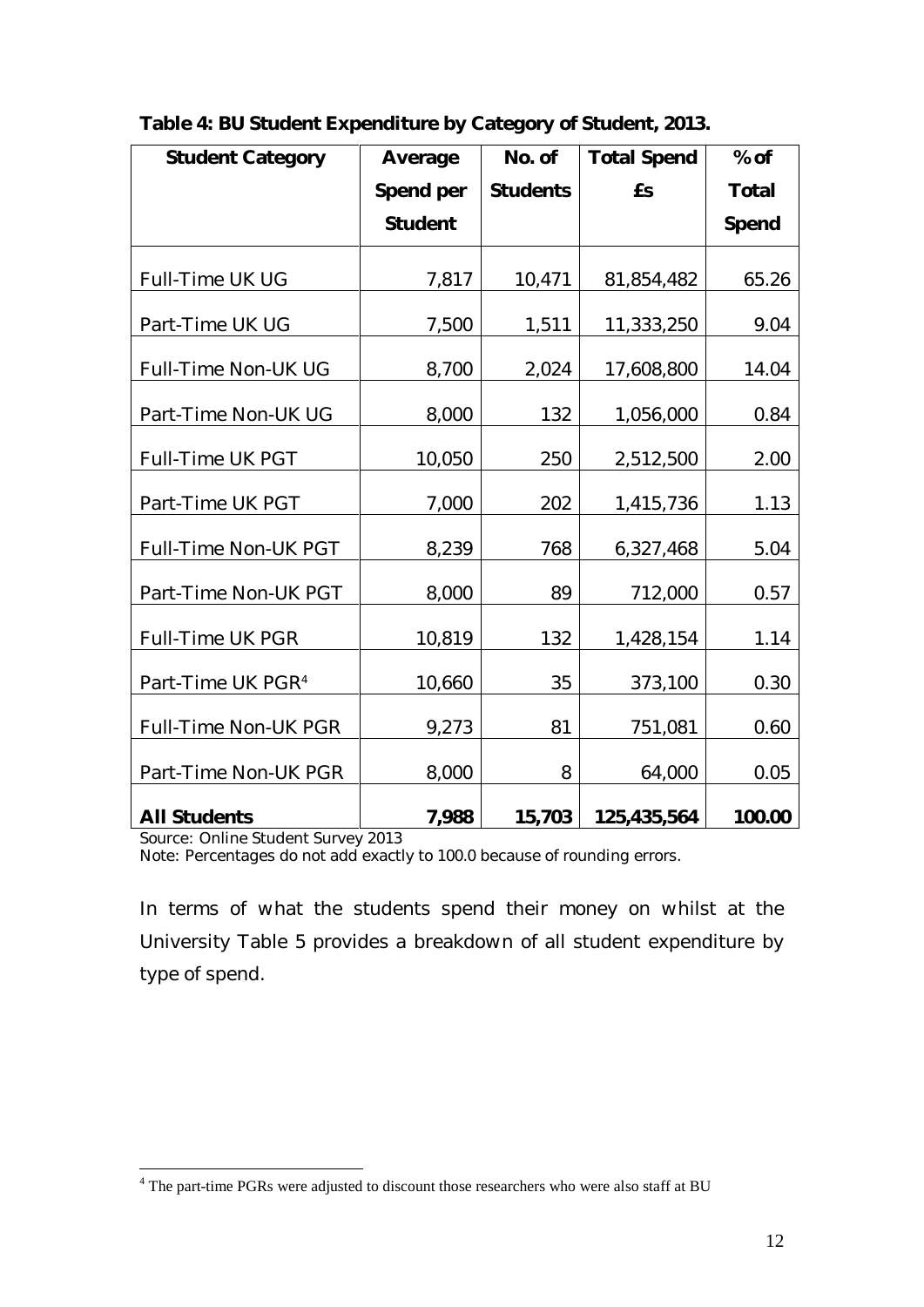**Table 4: BU Student Expenditure by Category of Student, 2013.**

| Student Category | Average Spend per Student | No. of Students | Total Spend £s | % of Total Spend |
|---|---|---|---|---|
| Full-Time UK UG | 7,817 | 10,471 | 81,854,482 | 65.26 |
| Part-Time UK UG | 7,500 | 1,511 | 11,333,250 | 9.04 |
| Full-Time Non-UK UG | 8,700 | 2,024 | 17,608,800 | 14.04 |
| Part-Time Non-UK UG | 8,000 | 132 | 1,056,000 | 0.84 |
| Full-Time UK PGT | 10,050 | 250 | 2,512,500 | 2.00 |
| Part-Time UK PGT | 7,000 | 202 | 1,415,736 | 1.13 |
| Full-Time Non-UK PGT | 8,239 | 768 | 6,327,468 | 5.04 |
| Part-Time Non-UK PGT | 8,000 | 89 | 712,000 | 0.57 |
| Full-Time UK PGR | 10,819 | 132 | 1,428,154 | 1.14 |
| Part-Time UK PGR[4] | 10,660 | 35 | 373,100 | 0.30 |
| Full-Time Non-UK PGR | 9,273 | 81 | 751,081 | 0.60 |
| Part-Time Non-UK PGR | 8,000 | 8 | 64,000 | 0.05 |
| **All Students** | **7,988** | **15,703** | **125,435,564** | **100.00** |

Source: Online Student Survey 2013

Note: Percentages do not add exactly to 100.0 because of rounding errors.

In terms of what the students spend their money on whilst at the University Table 5 provides a breakdown of all student expenditure by type of spend.

[4] The part-time PGRs were adjusted to discount those researchers who were also staff at BU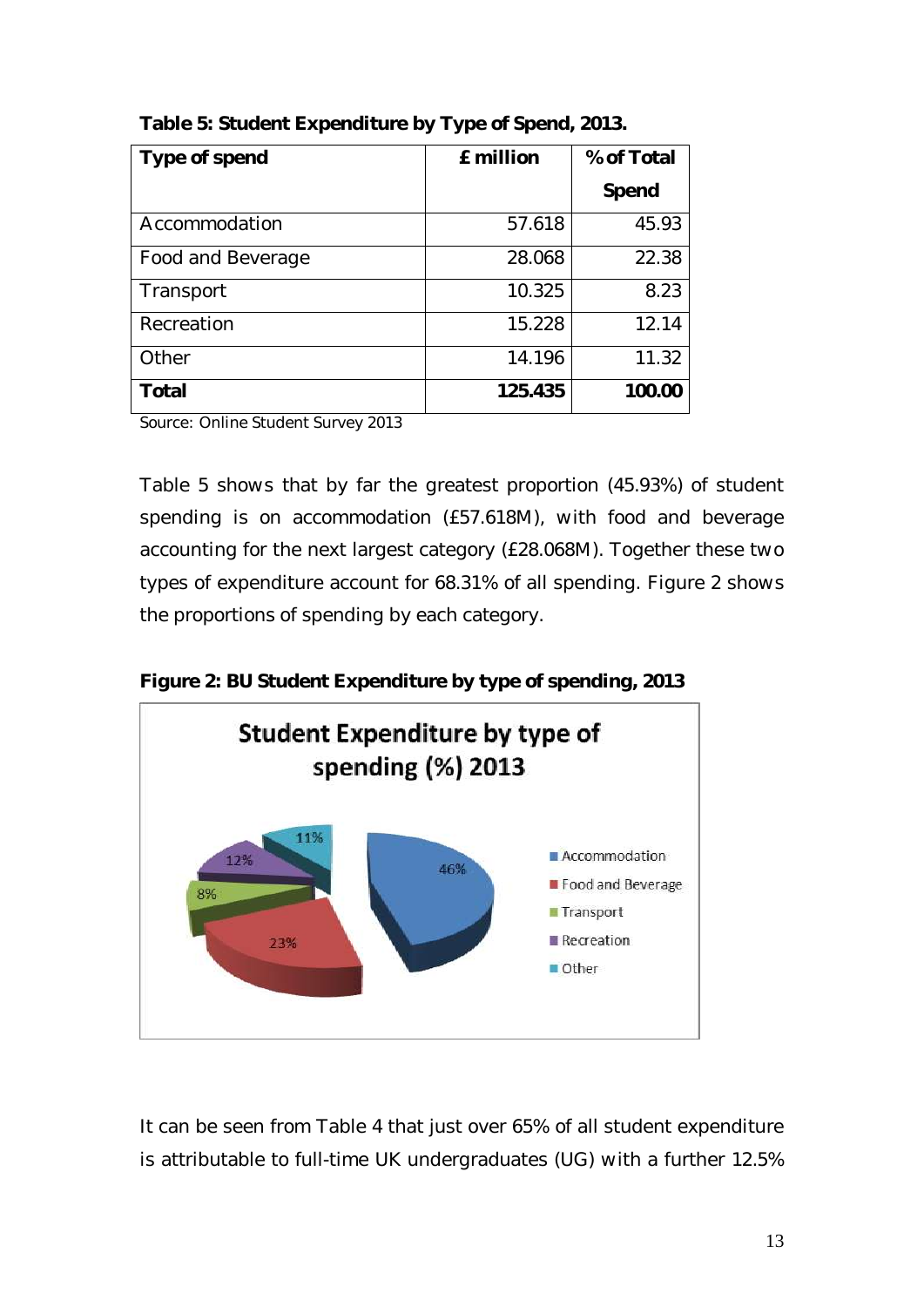**Table 5: Student Expenditure by Type of Spend, 2013.**

| Type of spend | £ million | % of Total Spend |
|---|---|---|
| Accommodation | 57.618 | 45.93 |
| Food and Beverage | 28.068 | 22.38 |
| Transport | 10.325 | 8.23 |
| Recreation | 15.228 | 12.14 |
| Other | 14.196 | 11.32 |
| **Total** | **125.435** | **100.00** |

Source: Online Student Survey 2013

Table 5 shows that by far the greatest proportion (45.93%) of student spending is on accommodation (£57.618M), with food and beverage accounting for the next largest category (£28.068M). Together these two types of expenditure account for 68.31% of all spending. Figure 2 shows the proportions of spending by each category.

**Figure 2: BU Student Expenditure by type of spending, 2013**

It can be seen from Table 4 that just over 65% of all student expenditure is attributable to full-time UK undergraduates (UG) with a further 12.5%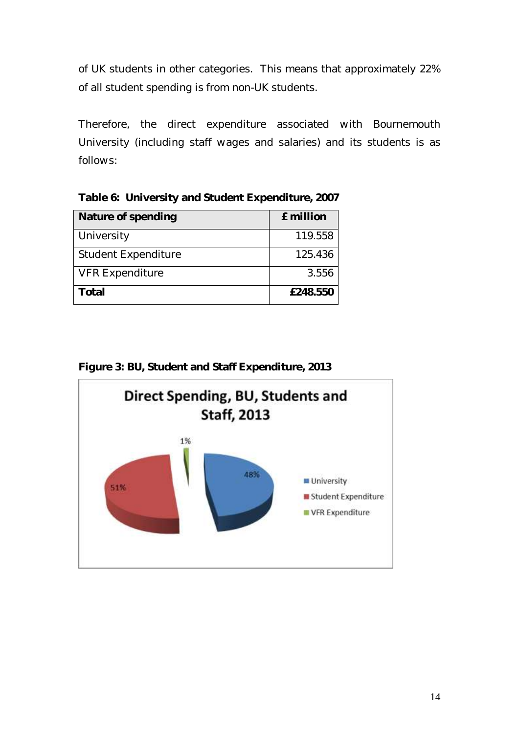of UK students in other categories. This means that approximately 22% of all student spending is from non-UK students.

Therefore, the direct expenditure associated with Bournemouth University (including staff wages and salaries) and its students is as follows:

**Table 6: University and Student Expenditure, 2007**

| Nature of spending | £ million |
|---|---:|
| University | 119.558 |
| Student Expenditure | 125.436 |
| VFR Expenditure | 3.556 |
| **Total** | **£248.550** |

**Figure 3: BU, Student and Staff Expenditure, 2013**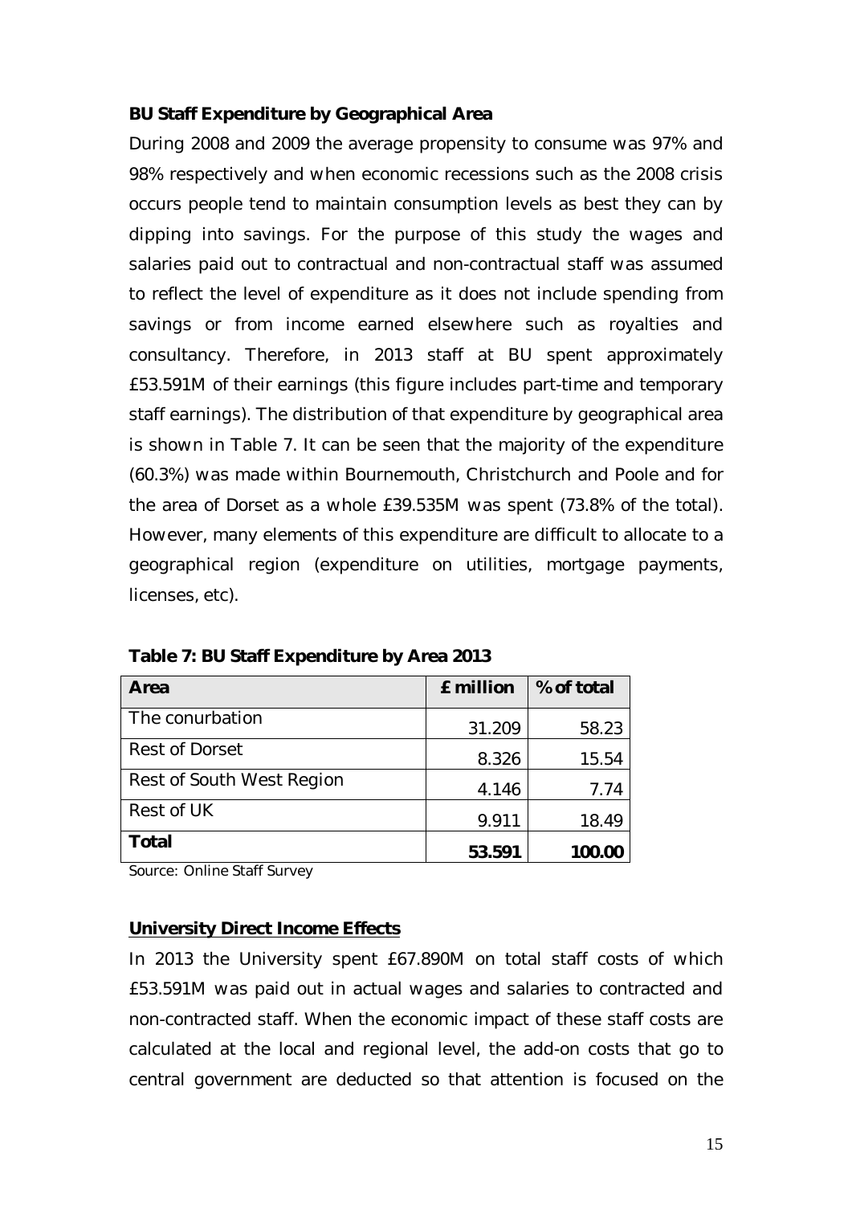**BU Staff Expenditure by Geographical Area**

During 2008 and 2009 the average propensity to consume was 97% and 98% respectively and when economic recessions such as the 2008 crisis occurs people tend to maintain consumption levels as best they can by dipping into savings. For the purpose of this study the wages and salaries paid out to contractual and non-contractual staff was assumed to reflect the level of expenditure as it does not include spending from savings or from income earned elsewhere such as royalties and consultancy. Therefore, in 2013 staff at BU spent approximately £53.591M of their earnings (this figure includes part-time and temporary staff earnings). The distribution of that expenditure by geographical area is shown in Table 7. It can be seen that the majority of the expenditure (60.3%) was made within Bournemouth, Christchurch and Poole and for the area of Dorset as a whole £39.535M was spent (73.8% of the total). However, many elements of this expenditure are difficult to allocate to a geographical region (expenditure on utilities, mortgage payments, licenses, etc).

**Table 7: BU Staff Expenditure by Area 2013**

| Area | £ million | % of total |
|---|---|---|
| The conurbation | 31.209 | 58.23 |
| Rest of Dorset | 8.326 | 15.54 |
| Rest of South West Region | 4.146 | 7.74 |
| Rest of UK | 9.911 | 18.49 |
| **Total** | **53.591** | **100.00** |

Source: Online Staff Survey

**University Direct Income Effects**

In 2013 the University spent £67.890M on total staff costs of which £53.591M was paid out in actual wages and salaries to contracted and non-contracted staff. When the economic impact of these staff costs are calculated at the local and regional level, the add-on costs that go to central government are deducted so that attention is focused on the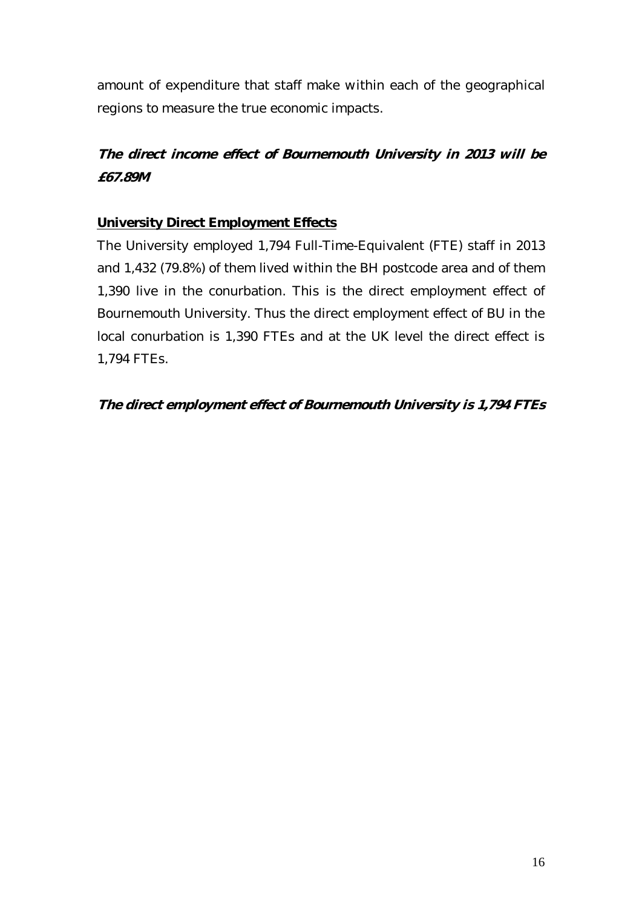amount of expenditure that staff make within each of the geographical regions to measure the true economic impacts.

***The direct income effect of Bournemouth University in 2013 will be £67.89M***

**University Direct Employment Effects**

The University employed 1,794 Full-Time-Equivalent (FTE) staff in 2013 and 1,432 (79.8%) of them lived within the BH postcode area and of them 1,390 live in the conurbation. This is the direct employment effect of Bournemouth University. Thus the direct employment effect of BU in the local conurbation is 1,390 FTEs and at the UK level the direct effect is 1,794 FTEs.

***The direct employment effect of Bournemouth University is 1,794 FTEs***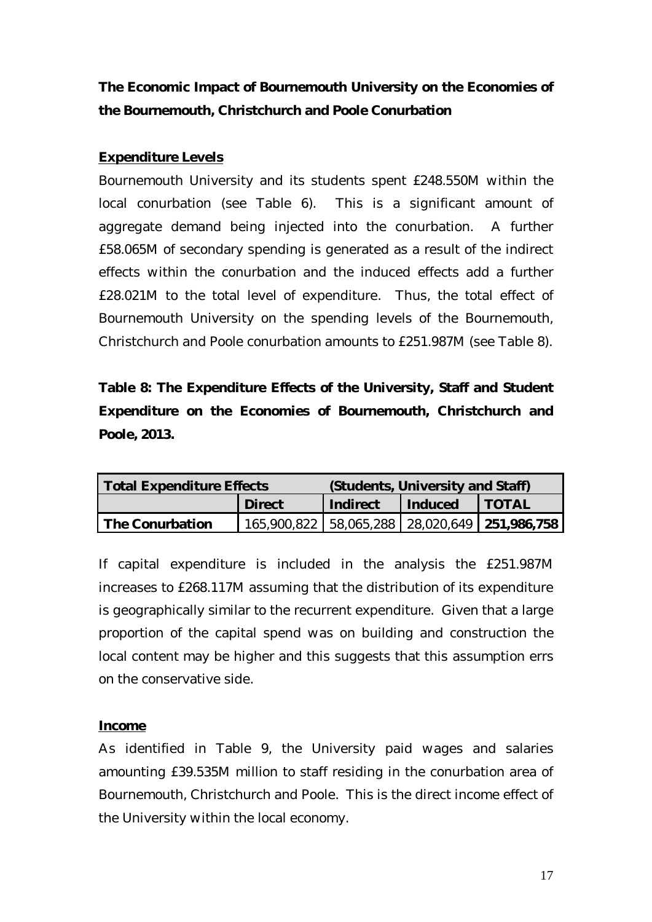**The Economic Impact of Bournemouth University on the Economies of the Bournemouth, Christchurch and Poole Conurbation**

**Expenditure Levels**

Bournemouth University and its students spent £248.550M within the local conurbation (see Table 6). This is a significant amount of aggregate demand being injected into the conurbation. A further £58.065M of secondary spending is generated as a result of the indirect effects within the conurbation and the induced effects add a further £28.021M to the total level of expenditure. Thus, the total effect of Bournemouth University on the spending levels of the Bournemouth, Christchurch and Poole conurbation amounts to £251.987M (see Table 8).

**Table 8: The Expenditure Effects of the University, Staff and Student Expenditure on the Economies of Bournemouth, Christchurch and Poole, 2013.**

| **Total Expenditure Effects** | **(Students, University and Staff)** | | | |
|---|---|---|---|---|
| | **Direct** | **Indirect** | **Induced** | **TOTAL** |
| **The Conurbation** | 165,900,822 | 58,065,288 | 28,020,649 | **251,986,758** |

If capital expenditure is included in the analysis the £251.987M increases to £268.117M assuming that the distribution of its expenditure is geographically similar to the recurrent expenditure. Given that a large proportion of the capital spend was on building and construction the local content may be higher and this suggests that this assumption errs on the conservative side.

**Income**

As identified in Table 9, the University paid wages and salaries amounting £39.535M million to staff residing in the conurbation area of Bournemouth, Christchurch and Poole. This is the direct income effect of the University within the local economy.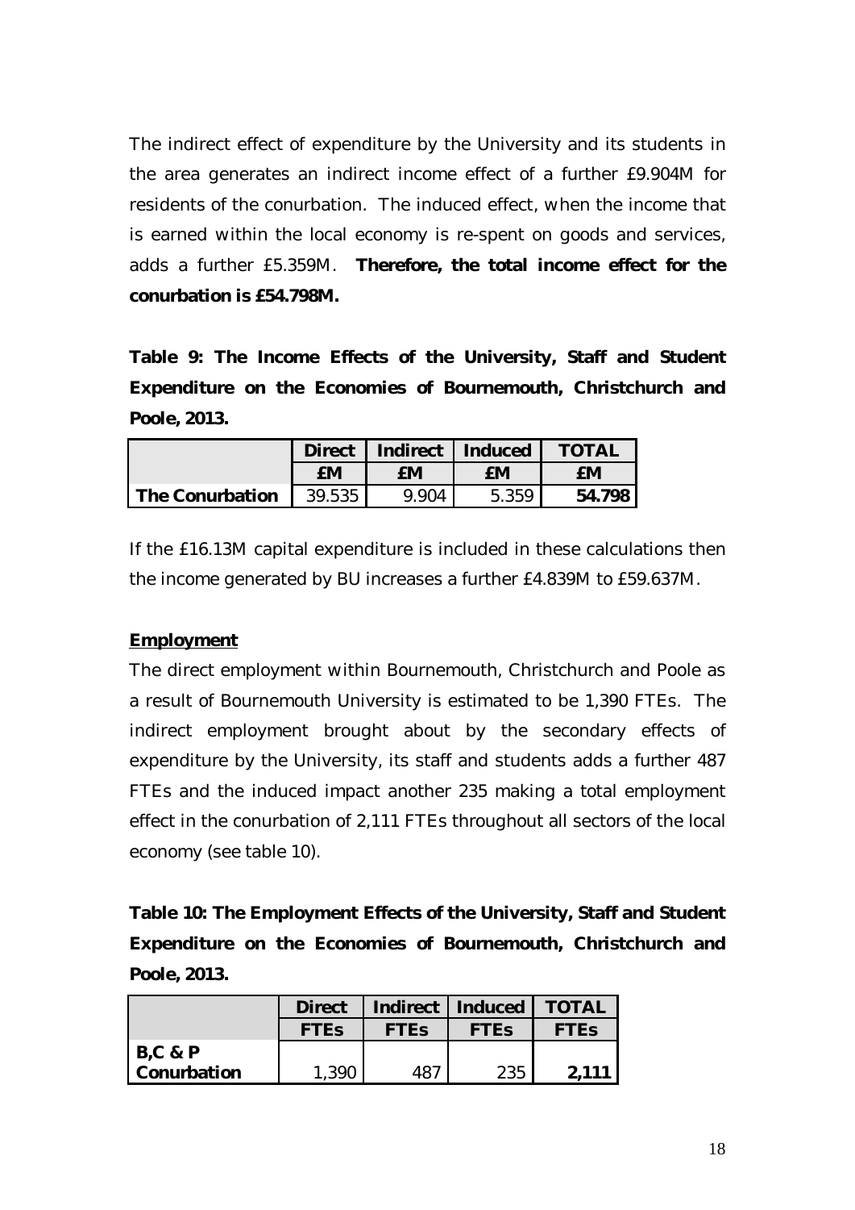The indirect effect of expenditure by the University and its students in the area generates an indirect income effect of a further £9.904M for residents of the conurbation. The induced effect, when the income that is earned within the local economy is re-spent on goods and services, adds a further £5.359M. **Therefore, the total income effect for the conurbation is £54.798M.**

**Table 9: The Income Effects of the University, Staff and Student Expenditure on the Economies of Bournemouth, Christchurch and Poole, 2013.**

| | Direct | Indirect | Induced | TOTAL |
|---|---|---|---|---|
| | £M | £M | £M | £M |
| **The Conurbation** | 39.535 | 9.904 | 5.359 | **54.798** |

If the £16.13M capital expenditure is included in these calculations then the income generated by BU increases a further £4.839M to £59.637M.

**Employment**

The direct employment within Bournemouth, Christchurch and Poole as a result of Bournemouth University is estimated to be 1,390 FTEs. The indirect employment brought about by the secondary effects of expenditure by the University, its staff and students adds a further 487 FTEs and the induced impact another 235 making a total employment effect in the conurbation of 2,111 FTEs throughout all sectors of the local economy (see table 10).

**Table 10: The Employment Effects of the University, Staff and Student Expenditure on the Economies of Bournemouth, Christchurch and Poole, 2013.**

| | Direct | Indirect | Induced | TOTAL |
|---|---|---|---|---|
| | FTEs | FTEs | FTEs | FTEs |
| **B,C & P Conurbation** | 1,390 | 487 | 235 | **2,111** |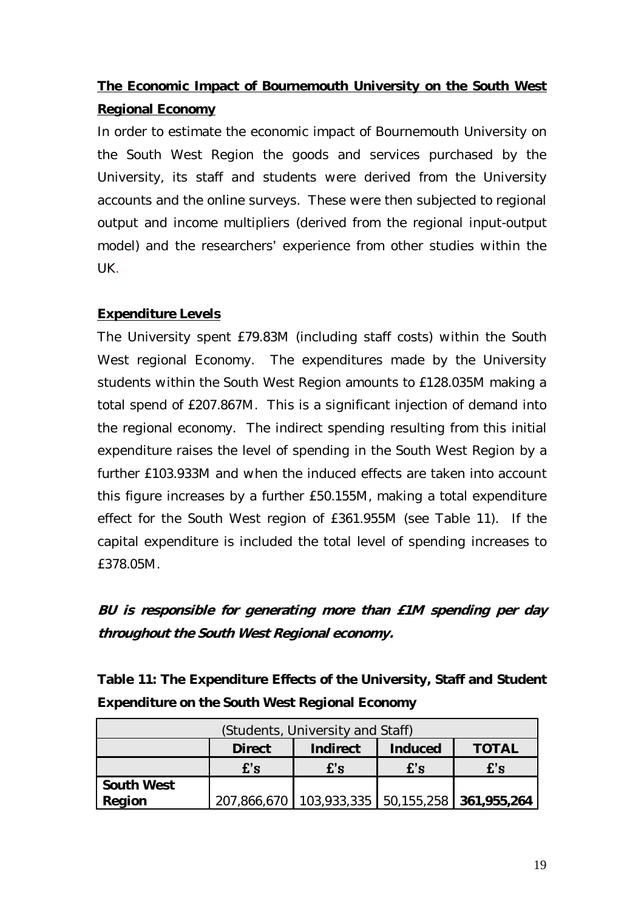## The Economic Impact of Bournemouth University on the South West Regional Economy

In order to estimate the economic impact of Bournemouth University on the South West Region the goods and services purchased by the University, its staff and students were derived from the University accounts and the online surveys. These were then subjected to regional output and income multipliers (derived from the regional input-output model) and the researchers' experience from other studies within the UK.

### Expenditure Levels

The University spent £79.83M (including staff costs) within the South West regional Economy. The expenditures made by the University students within the South West Region amounts to £128.035M making a total spend of £207.867M. This is a significant injection of demand into the regional economy. The indirect spending resulting from this initial expenditure raises the level of spending in the South West Region by a further £103.933M and when the induced effects are taken into account this figure increases by a further £50.155M, making a total expenditure effect for the South West region of £361.955M (see Table 11). If the capital expenditure is included the total level of spending increases to £378.05M.

***BU is responsible for generating more than £1M spending per day throughout the South West Regional economy.***

**Table 11: The Expenditure Effects of the University, Staff and Student Expenditure on the South West Regional Economy**

| (Students, University and Staff) | | | | |
|---|---|---|---|---|
| | **Direct** | **Indirect** | **Induced** | **TOTAL** |
| | £'s | £'s | £'s | £'s |
| **South West Region** | 207,866,670 | 103,933,335 | 50,155,258 | **361,955,264** |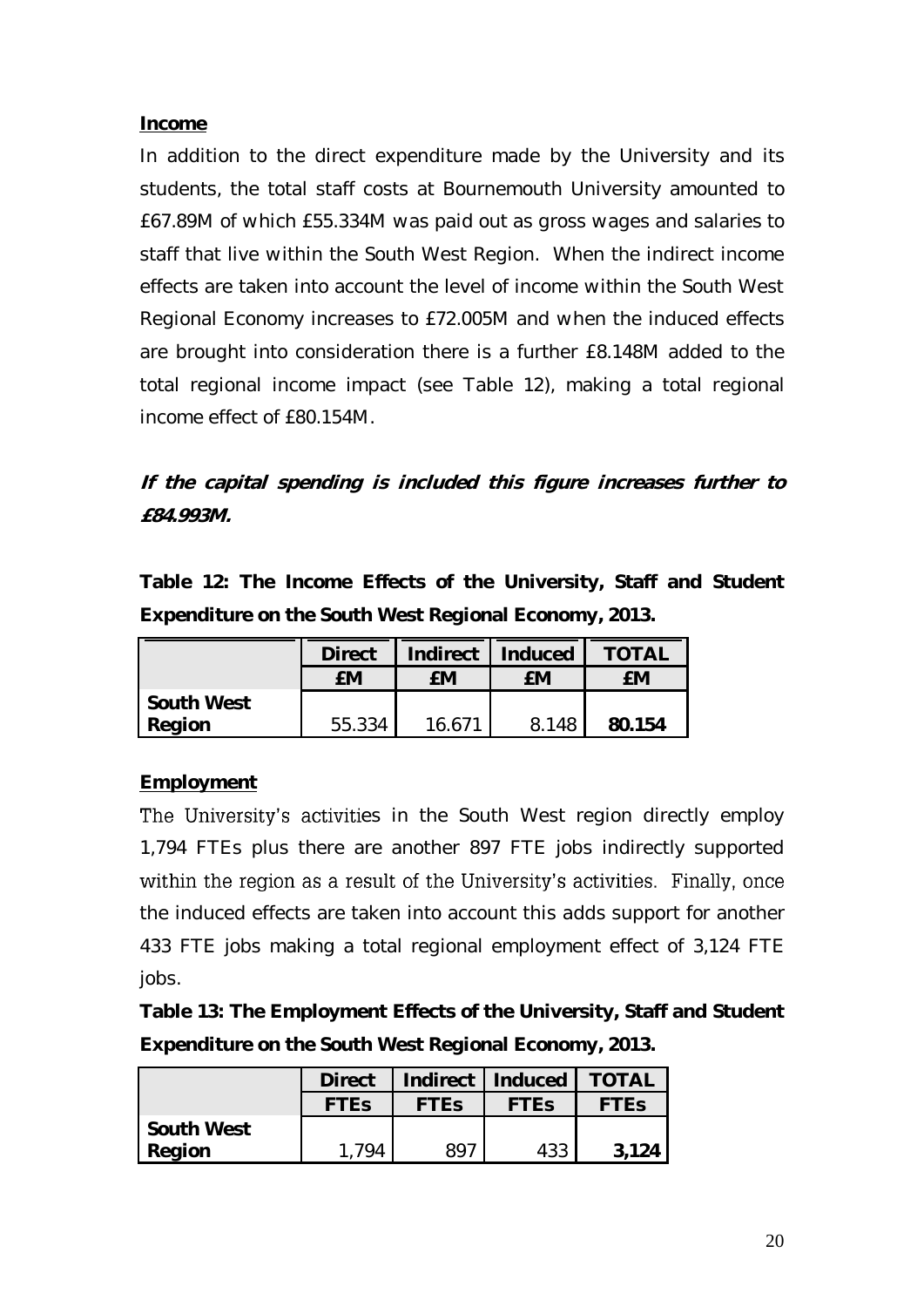**Income**

In addition to the direct expenditure made by the University and its students, the total staff costs at Bournemouth University amounted to £67.89M of which £55.334M was paid out as gross wages and salaries to staff that live within the South West Region. When the indirect income effects are taken into account the level of income within the South West Regional Economy increases to £72.005M and when the induced effects are brought into consideration there is a further £8.148M added to the total regional income impact (see Table 12), making a total regional income effect of £80.154M.

***If the capital spending is included this figure increases further to £84.993M.***

**Table 12: The Income Effects of the University, Staff and Student Expenditure on the South West Regional Economy, 2013.**

| | Direct | Indirect | Induced | TOTAL |
|---|---|---|---|---|
| | £M | £M | £M | £M |
| **South West Region** | 55.334 | 16.671 | 8.148 | **80.154** |

**Employment**

The University's activities in the South West region directly employ 1,794 FTEs plus there are another 897 FTE jobs indirectly supported within the region as a result of the University's activities. Finally, once the induced effects are taken into account this adds support for another 433 FTE jobs making a total regional employment effect of 3,124 FTE jobs.

**Table 13: The Employment Effects of the University, Staff and Student Expenditure on the South West Regional Economy, 2013.**

| | Direct | Indirect | Induced | TOTAL |
|---|---|---|---|---|
| | FTEs | FTEs | FTEs | FTEs |
| **South West Region** | 1,794 | 897 | 433 | **3,124** |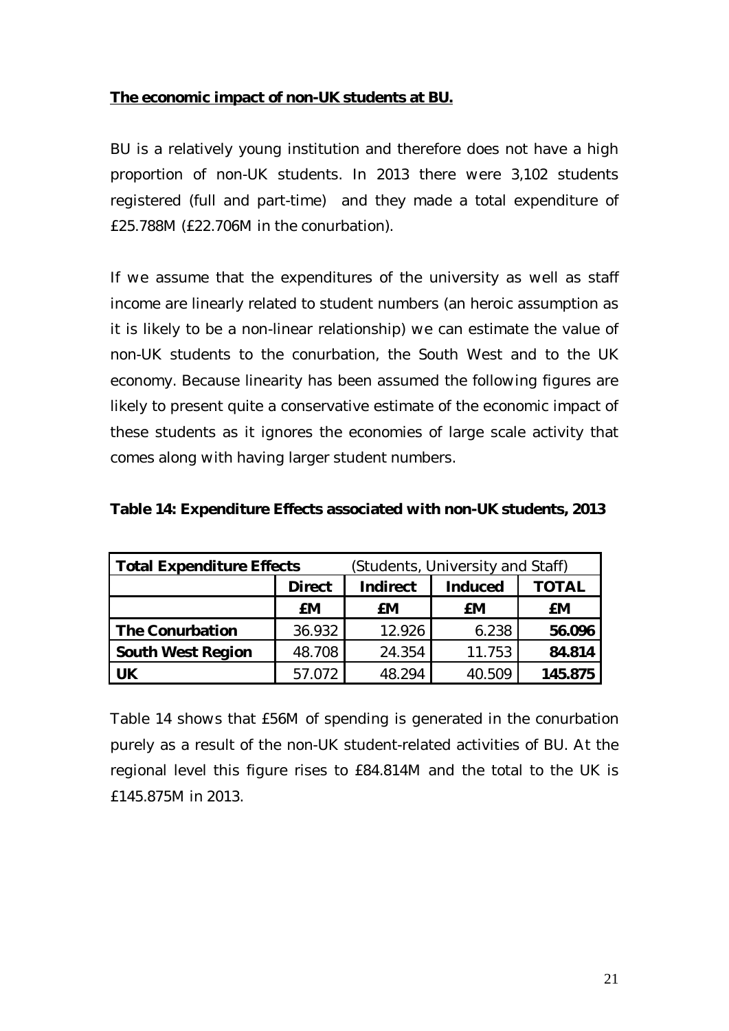**The economic impact of non-UK students at BU.**

BU is a relatively young institution and therefore does not have a high proportion of non-UK students. In 2013 there were 3,102 students registered (full and part-time) and they made a total expenditure of £25.788M (£22.706M in the conurbation).

If we assume that the expenditures of the university as well as staff income are linearly related to student numbers (an heroic assumption as it is likely to be a non-linear relationship) we can estimate the value of non-UK students to the conurbation, the South West and to the UK economy. Because linearity has been assumed the following figures are likely to present quite a conservative estimate of the economic impact of these students as it ignores the economies of large scale activity that comes along with having larger student numbers.

**Table 14: Expenditure Effects associated with non-UK students, 2013**

| **Total Expenditure Effects** | (Students, University and Staff) | | | |
|---|---|---|---|---|
| | **Direct** | **Indirect** | **Induced** | **TOTAL** |
| | **£M** | **£M** | **£M** | **£M** |
| **The Conurbation** | 36.932 | 12.926 | 6.238 | **56.096** |
| **South West Region** | 48.708 | 24.354 | 11.753 | **84.814** |
| **UK** | 57.072 | 48.294 | 40.509 | **145.875** |

Table 14 shows that £56M of spending is generated in the conurbation purely as a result of the non-UK student-related activities of BU. At the regional level this figure rises to £84.814M and the total to the UK is £145.875M in 2013.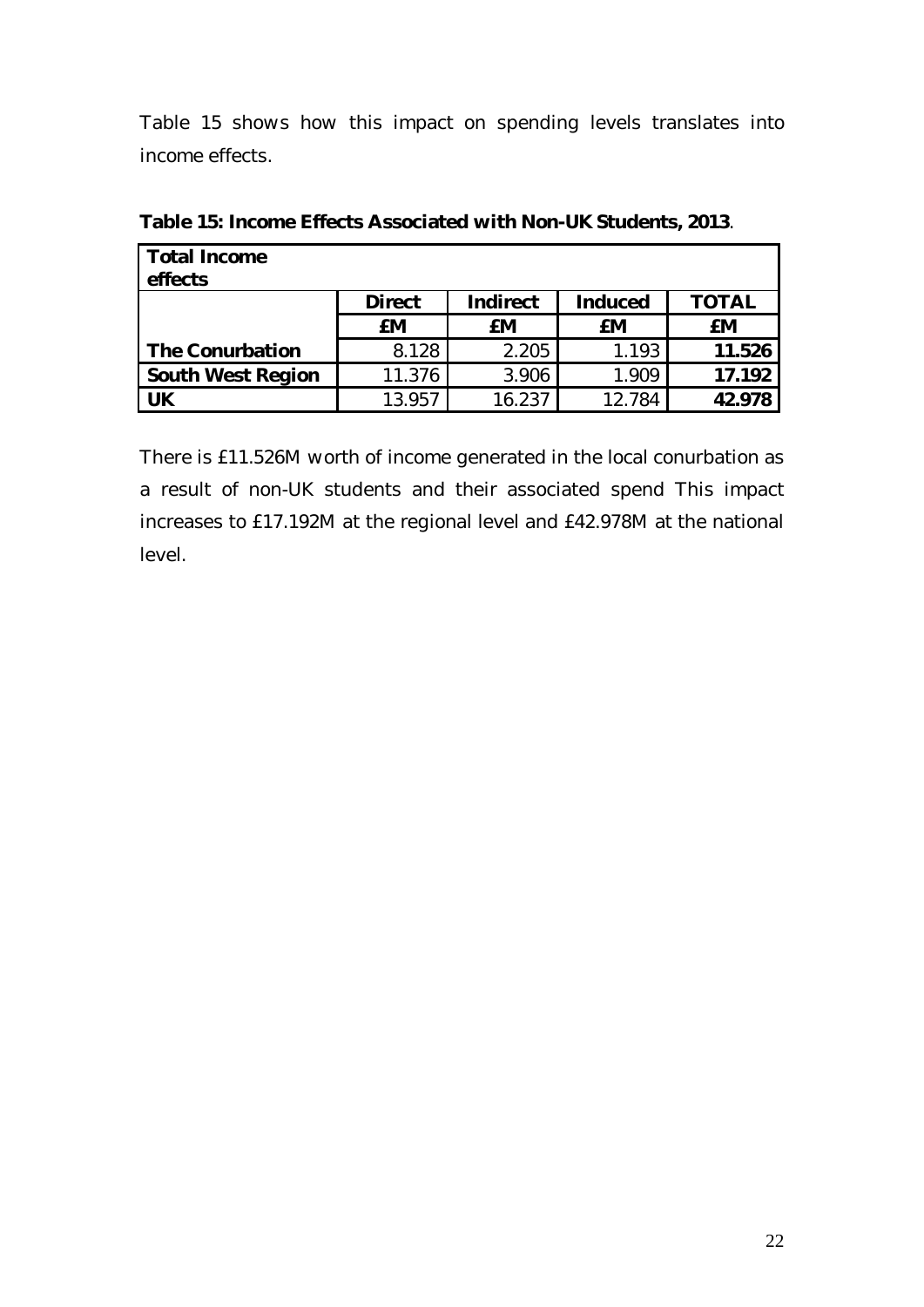Table 15 shows how this impact on spending levels translates into income effects.

**Table 15: Income Effects Associated with Non-UK Students, 2013**.

| **Total Income effects** | | | | |
|---|---|---|---|---|
| | **Direct** | **Indirect** | **Induced** | **TOTAL** |
| | **£M** | **£M** | **£M** | **£M** |
| **The Conurbation** | 8.128 | 2.205 | 1.193 | **11.526** |
| **South West Region** | 11.376 | 3.906 | 1.909 | **17.192** |
| **UK** | 13.957 | 16.237 | 12.784 | **42.978** |

There is £11.526M worth of income generated in the local conurbation as a result of non-UK students and their associated spend This impact increases to £17.192M at the regional level and £42.978M at the national level.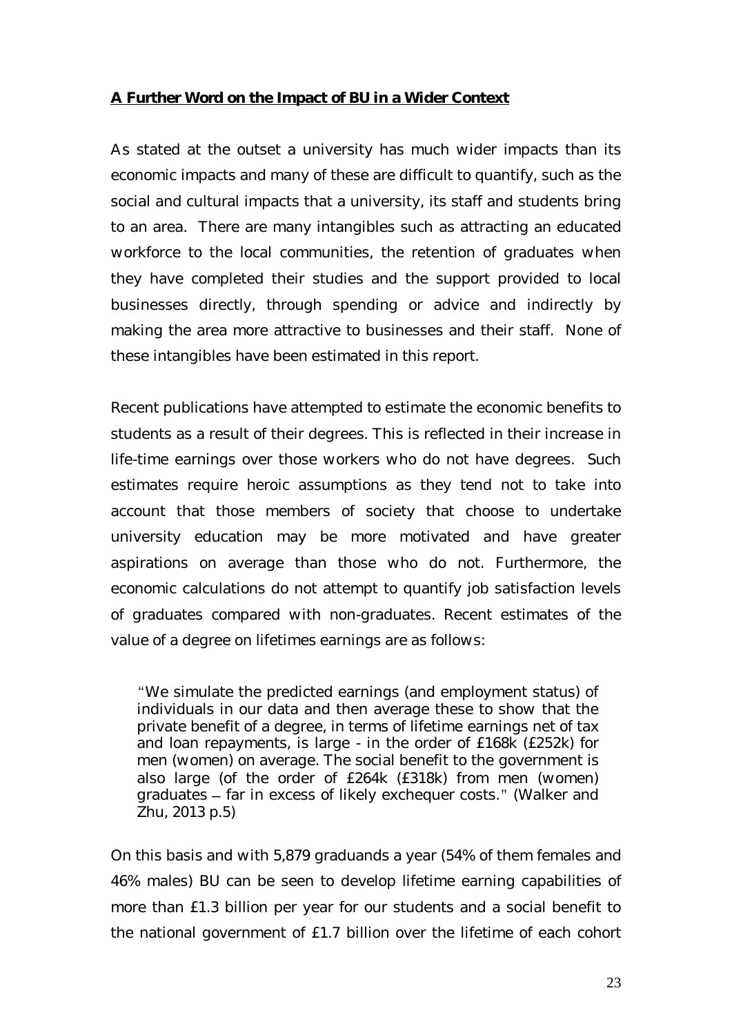**A Further Word on the Impact of BU in a Wider Context**

As stated at the outset a university has much wider impacts than its economic impacts and many of these are difficult to quantify, such as the social and cultural impacts that a university, its staff and students bring to an area. There are many intangibles such as attracting an educated workforce to the local communities, the retention of graduates when they have completed their studies and the support provided to local businesses directly, through spending or advice and indirectly by making the area more attractive to businesses and their staff. None of these intangibles have been estimated in this report.

Recent publications have attempted to estimate the economic benefits to students as a result of their degrees. This is reflected in their increase in life-time earnings over those workers who do not have degrees. Such estimates require heroic assumptions as they tend not to take into account that those members of society that choose to undertake university education may be more motivated and have greater aspirations on average than those who do not. Furthermore, the economic calculations do not attempt to quantify job satisfaction levels of graduates compared with non-graduates. Recent estimates of the value of a degree on lifetimes earnings are as follows:

> "We simulate the predicted earnings (and employment status) of individuals in our data and then average these to show that the private benefit of a degree, in terms of lifetime earnings net of tax and loan repayments, is large - in the order of £168k (£252k) for men (women) on average. The social benefit to the government is also large (of the order of £264k (£318k) from men (women) graduates – far in excess of likely exchequer costs." (Walker and Zhu, 2013 p.5)

On this basis and with 5,879 graduands a year (54% of them females and 46% males) BU can be seen to develop lifetime earning capabilities of more than £1.3 billion per year for our students and a social benefit to the national government of £1.7 billion over the lifetime of each cohort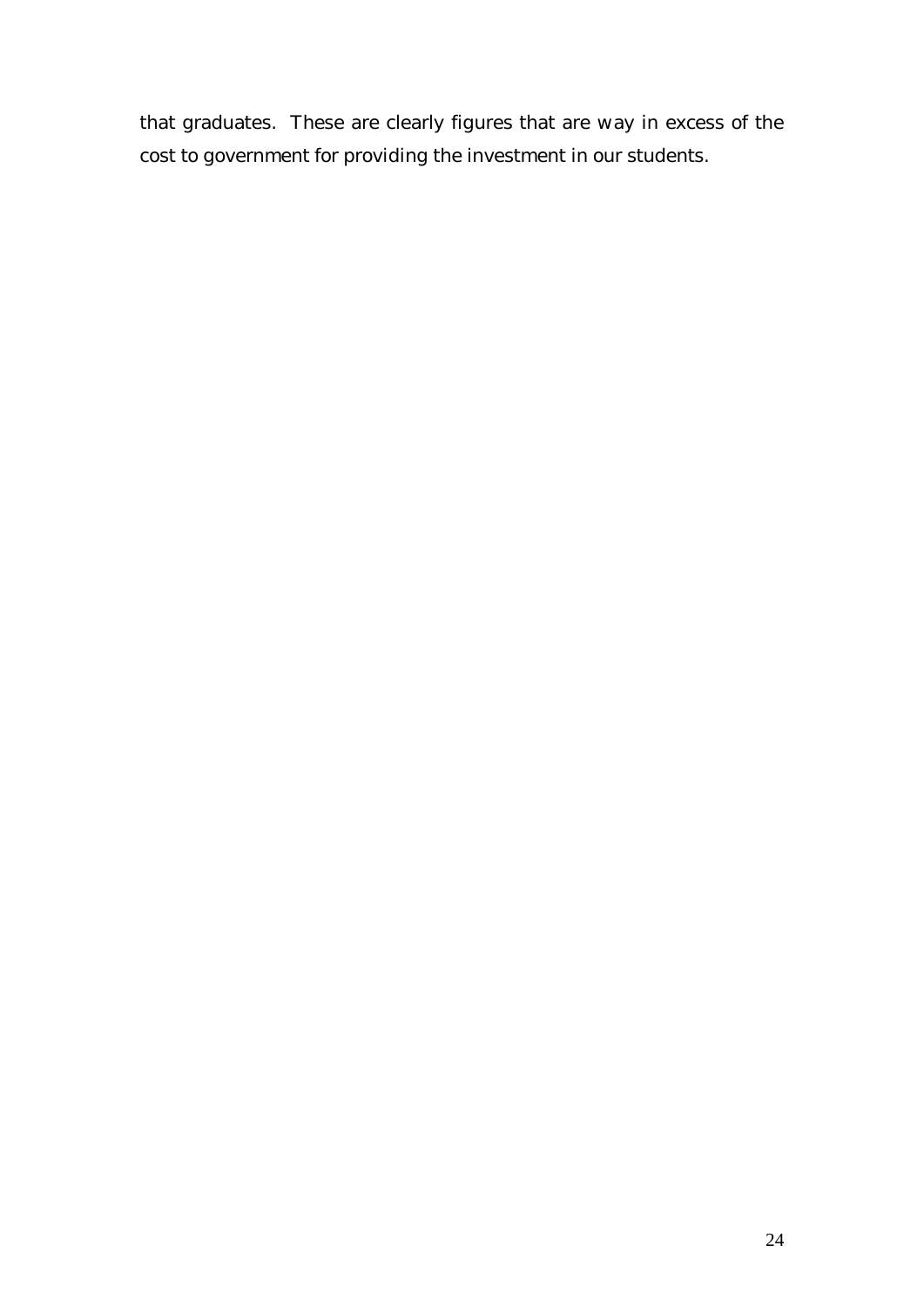that graduates. These are clearly figures that are way in excess of the cost to government for providing the investment in our students.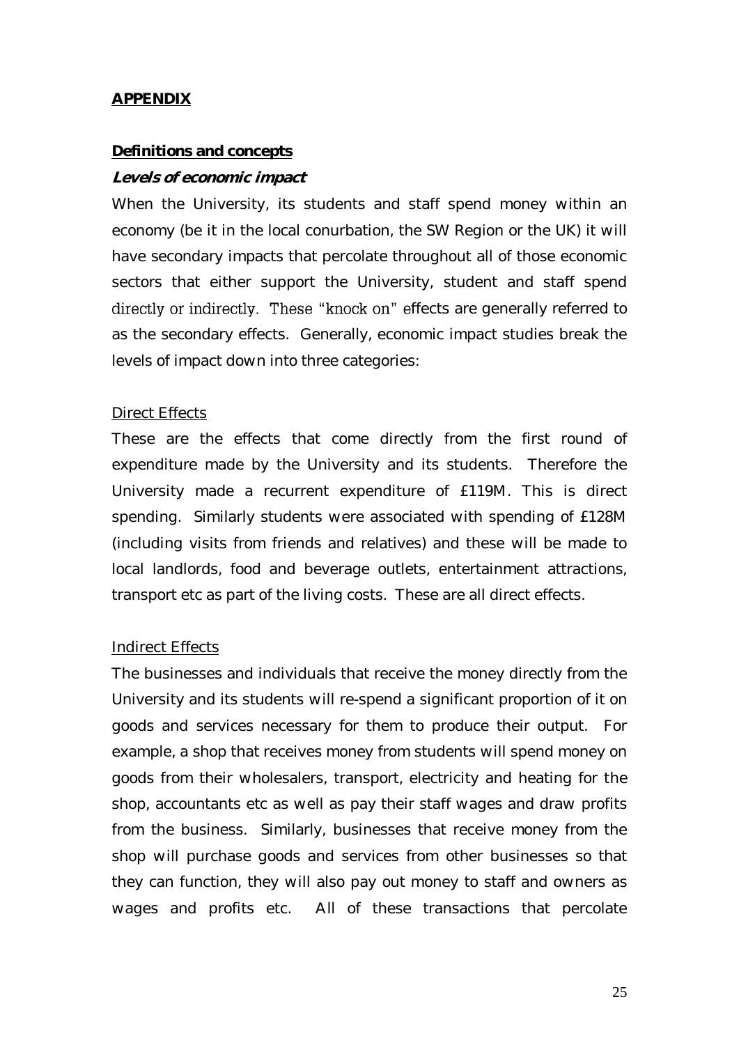## APPENDIX

### Definitions and concepts

#### *Levels of economic impact*

When the University, its students and staff spend money within an economy (be it in the local conurbation, the SW Region or the UK) it will have secondary impacts that percolate throughout all of those economic sectors that either support the University, student and staff spend directly or indirectly. These "knock on" effects are generally referred to as the secondary effects. Generally, economic impact studies break the levels of impact down into three categories:

Direct Effects

These are the effects that come directly from the first round of expenditure made by the University and its students. Therefore the University made a recurrent expenditure of £119M. This is direct spending. Similarly students were associated with spending of £128M (including visits from friends and relatives) and these will be made to local landlords, food and beverage outlets, entertainment attractions, transport etc as part of the living costs. These are all direct effects.

Indirect Effects

The businesses and individuals that receive the money directly from the University and its students will re-spend a significant proportion of it on goods and services necessary for them to produce their output. For example, a shop that receives money from students will spend money on goods from their wholesalers, transport, electricity and heating for the shop, accountants etc as well as pay their staff wages and draw profits from the business. Similarly, businesses that receive money from the shop will purchase goods and services from other businesses so that they can function, they will also pay out money to staff and owners as wages and profits etc. All of these transactions that percolate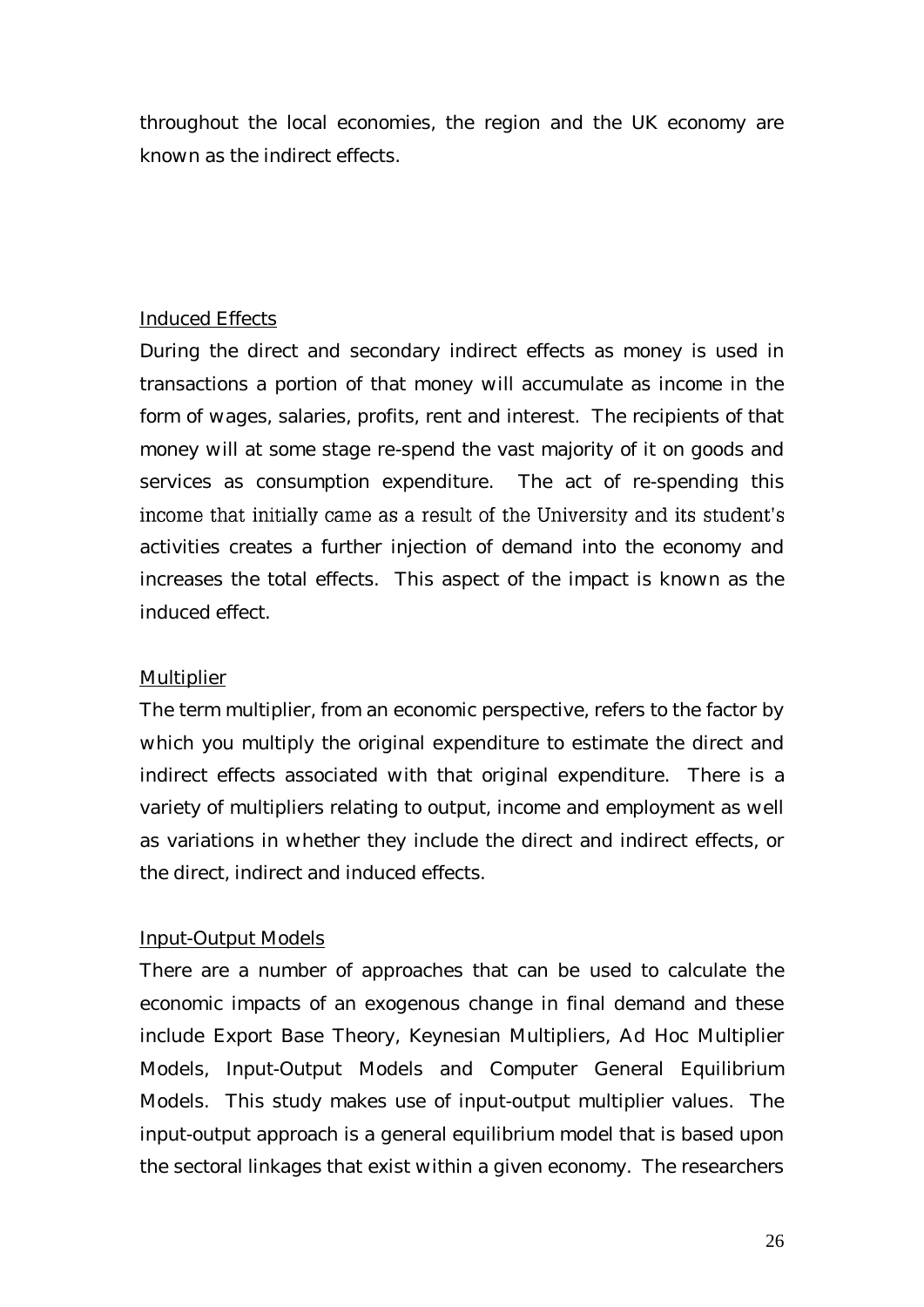throughout the local economies, the region and the UK economy are known as the indirect effects.

Induced Effects

During the direct and secondary indirect effects as money is used in transactions a portion of that money will accumulate as income in the form of wages, salaries, profits, rent and interest. The recipients of that money will at some stage re-spend the vast majority of it on goods and services as consumption expenditure. The act of re-spending this income that initially came as a result of the University and its student's activities creates a further injection of demand into the economy and increases the total effects. This aspect of the impact is known as the induced effect.

Multiplier

The term multiplier, from an economic perspective, refers to the factor by which you multiply the original expenditure to estimate the direct and indirect effects associated with that original expenditure. There is a variety of multipliers relating to output, income and employment as well as variations in whether they include the direct and indirect effects, or the direct, indirect and induced effects.

Input-Output Models

There are a number of approaches that can be used to calculate the economic impacts of an exogenous change in final demand and these include Export Base Theory, Keynesian Multipliers, Ad Hoc Multiplier Models, Input-Output Models and Computer General Equilibrium Models. This study makes use of input-output multiplier values. The input-output approach is a general equilibrium model that is based upon the sectoral linkages that exist within a given economy. The researchers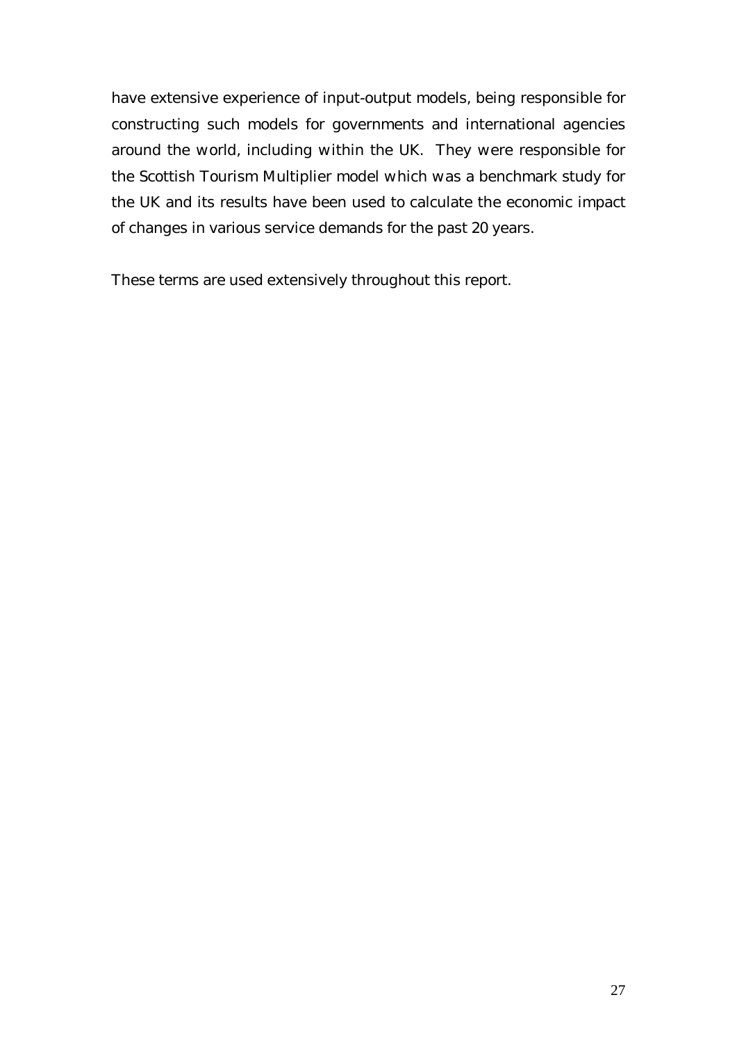have extensive experience of input-output models, being responsible for constructing such models for governments and international agencies around the world, including within the UK. They were responsible for the Scottish Tourism Multiplier model which was a benchmark study for the UK and its results have been used to calculate the economic impact of changes in various service demands for the past 20 years.

These terms are used extensively throughout this report.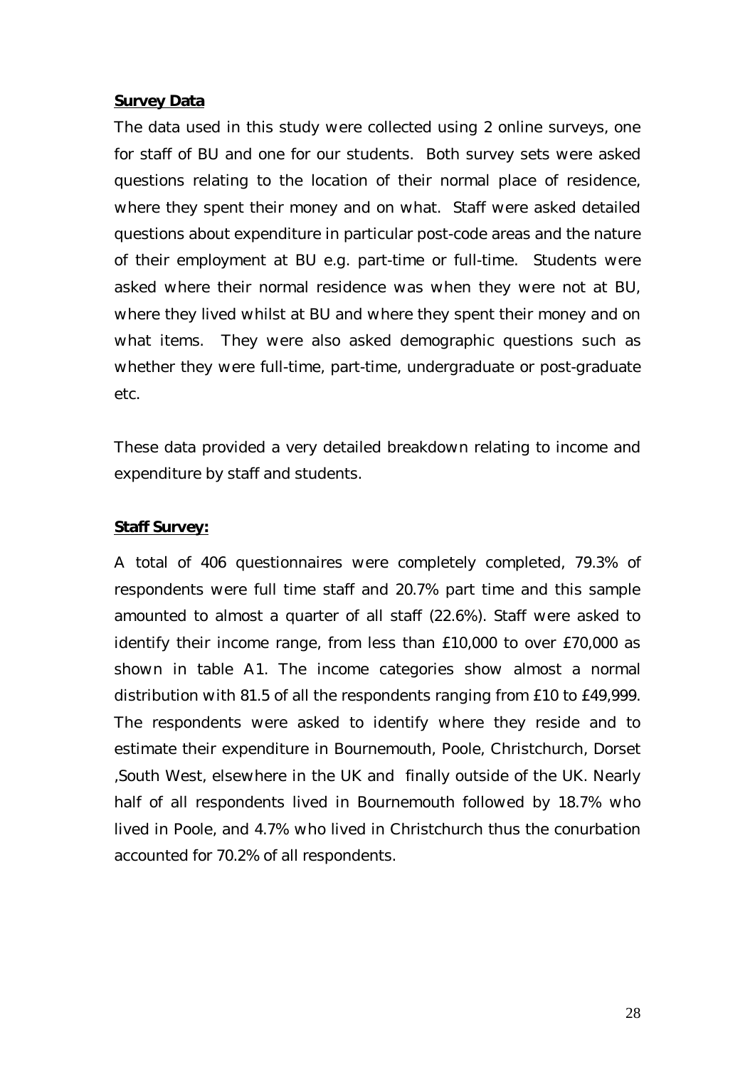**Survey Data**

The data used in this study were collected using 2 online surveys, one for staff of BU and one for our students. Both survey sets were asked questions relating to the location of their normal place of residence, where they spent their money and on what. Staff were asked detailed questions about expenditure in particular post-code areas and the nature of their employment at BU e.g. part-time or full-time. Students were asked where their normal residence was when they were not at BU, where they lived whilst at BU and where they spent their money and on what items. They were also asked demographic questions such as whether they were full-time, part-time, undergraduate or post-graduate etc.

These data provided a very detailed breakdown relating to income and expenditure by staff and students.

**Staff Survey:**

A total of 406 questionnaires were completely completed, 79.3% of respondents were full time staff and 20.7% part time and this sample amounted to almost a quarter of all staff (22.6%). Staff were asked to identify their income range, from less than £10,000 to over £70,000 as shown in table A1. The income categories show almost a normal distribution with 81.5 of all the respondents ranging from £10 to £49,999. The respondents were asked to identify where they reside and to estimate their expenditure in Bournemouth, Poole, Christchurch, Dorset ,South West, elsewhere in the UK and finally outside of the UK. Nearly half of all respondents lived in Bournemouth followed by 18.7% who lived in Poole, and 4.7% who lived in Christchurch thus the conurbation accounted for 70.2% of all respondents.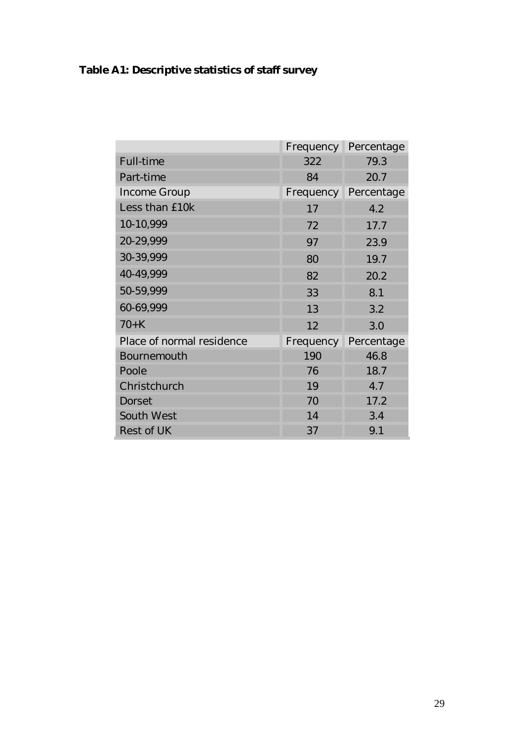**Table A1: Descriptive statistics of staff survey**

| | Frequency | Percentage |
|---|---|---|
| Full-time | 322 | 79.3 |
| Part-time | 84 | 20.7 |
| Income Group | Frequency | Percentage |
| Less than £10k | 17 | 4.2 |
| 10-10,999 | 72 | 17.7 |
| 20-29,999 | 97 | 23.9 |
| 30-39,999 | 80 | 19.7 |
| 40-49,999 | 82 | 20.2 |
| 50-59,999 | 33 | 8.1 |
| 60-69,999 | 13 | 3.2 |
| 70+K | 12 | 3.0 |
| Place of normal residence | Frequency | Percentage |
| Bournemouth | 190 | 46.8 |
| Poole | 76 | 18.7 |
| Christchurch | 19 | 4.7 |
| Dorset | 70 | 17.2 |
| South West | 14 | 3.4 |
| Rest of UK | 37 | 9.1 |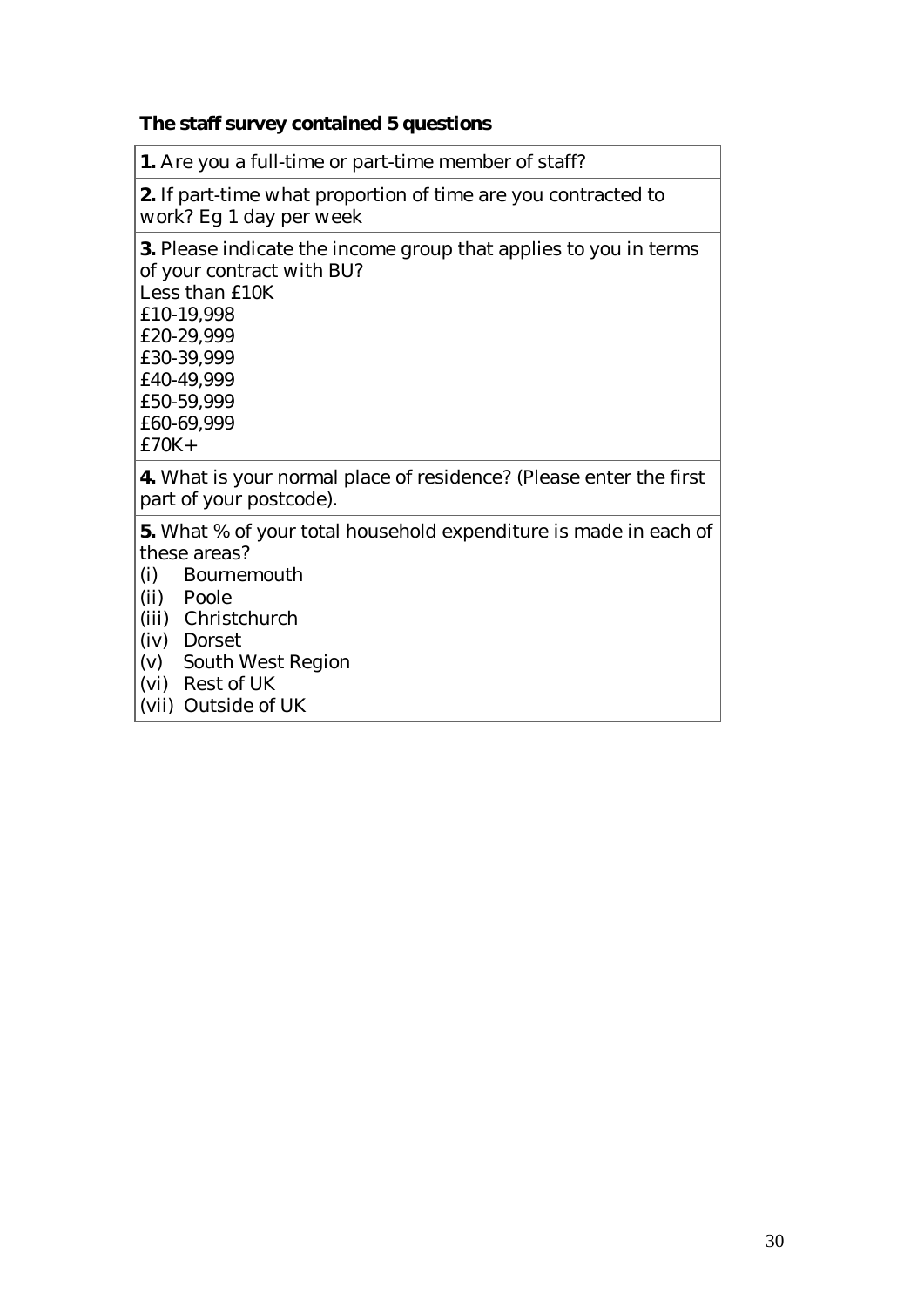**The staff survey contained 5 questions**

| **1.** Are you a full-time or part-time member of staff? |
|---|
| **2.** If part-time what proportion of time are you contracted to work? Eg 1 day per week |
| **3.** Please indicate the income group that applies to you in terms of your contract with BU?<br>Less than £10K<br>£10-19,998<br>£20-29,999<br>£30-39,999<br>£40-49,999<br>£50-59,999<br>£60-69,999<br>£70K+ |
| **4.** What is your normal place of residence? (Please enter the first part of your postcode). |
| **5.** What % of your total household expenditure is made in each of these areas?<br>(i) Bournemouth<br>(ii) Poole<br>(iii) Christchurch<br>(iv) Dorset<br>(v) South West Region<br>(vi) Rest of UK<br>(vii) Outside of UK |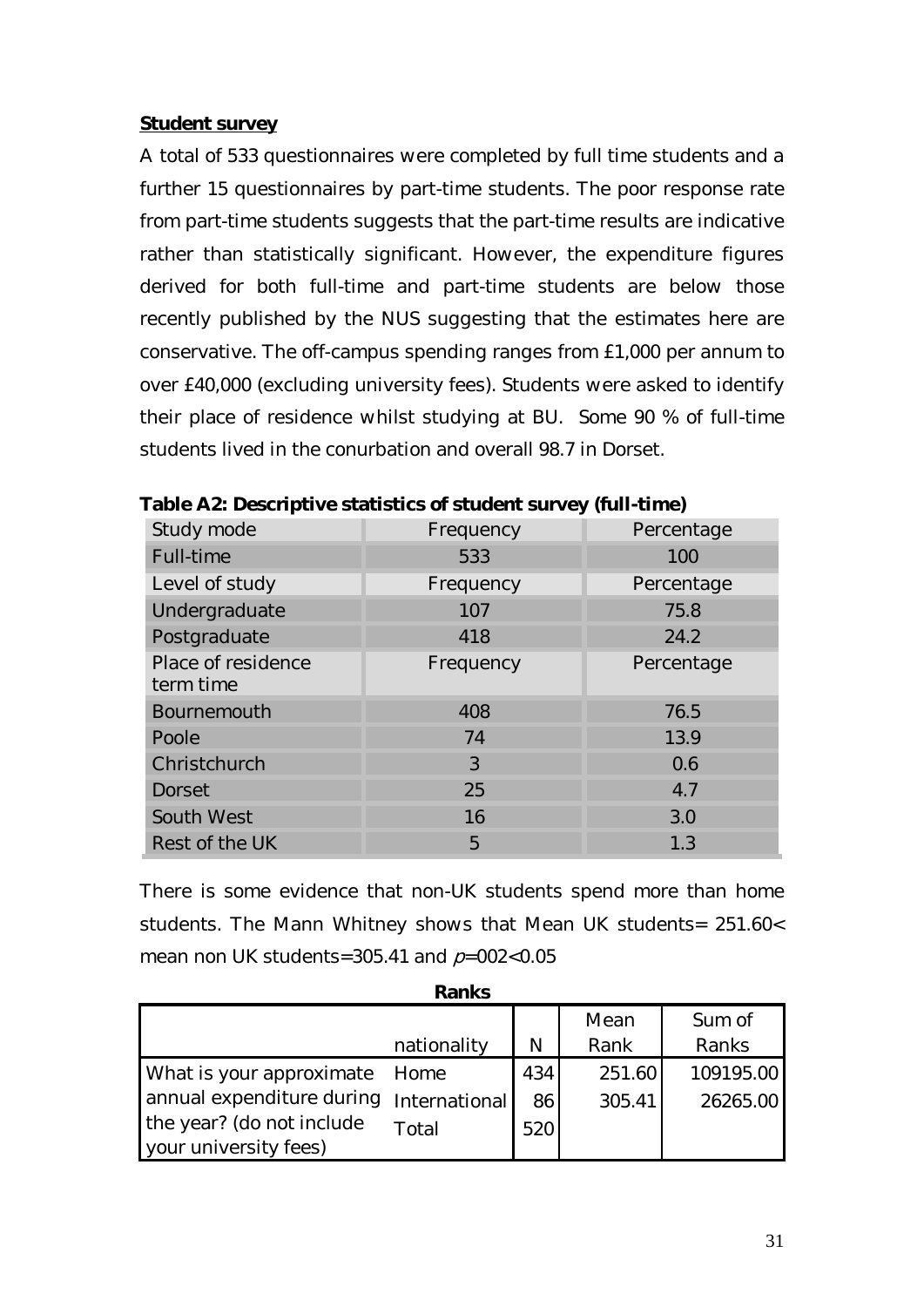**Student survey**

A total of 533 questionnaires were completed by full time students and a further 15 questionnaires by part-time students. The poor response rate from part-time students suggests that the part-time results are indicative rather than statistically significant. However, the expenditure figures derived for both full-time and part-time students are below those recently published by the NUS suggesting that the estimates here are conservative. The off-campus spending ranges from £1,000 per annum to over £40,000 (excluding university fees). Students were asked to identify their place of residence whilst studying at BU. Some 90 % of full-time students lived in the conurbation and overall 98.7 in Dorset.

**Table A2: Descriptive statistics of student survey (full-time)**

| Study mode | Frequency | Percentage |
|---|---|---|
| Full-time | 533 | 100 |
| Level of study | Frequency | Percentage |
| Undergraduate | 107 | 75.8 |
| Postgraduate | 418 | 24.2 |
| Place of residence term time | Frequency | Percentage |
| Bournemouth | 408 | 76.5 |
| Poole | 74 | 13.9 |
| Christchurch | 3 | 0.6 |
| Dorset | 25 | 4.7 |
| South West | 16 | 3.0 |
| Rest of the UK | 5 | 1.3 |

There is some evidence that non-UK students spend more than home students. The Mann Whitney shows that Mean UK students= 251.60< mean non UK students=305.41 and $p$=002<0.05

**Ranks**

| | nationality | N | Mean Rank | Sum of Ranks |
|---|---|---|---|---|
| What is your approximate annual expenditure during the year? (do not include your university fees) | Home | 434 | 251.60 | 109195.00 |
| | International | 86 | 305.41 | 26265.00 |
| | Total | 520 | | |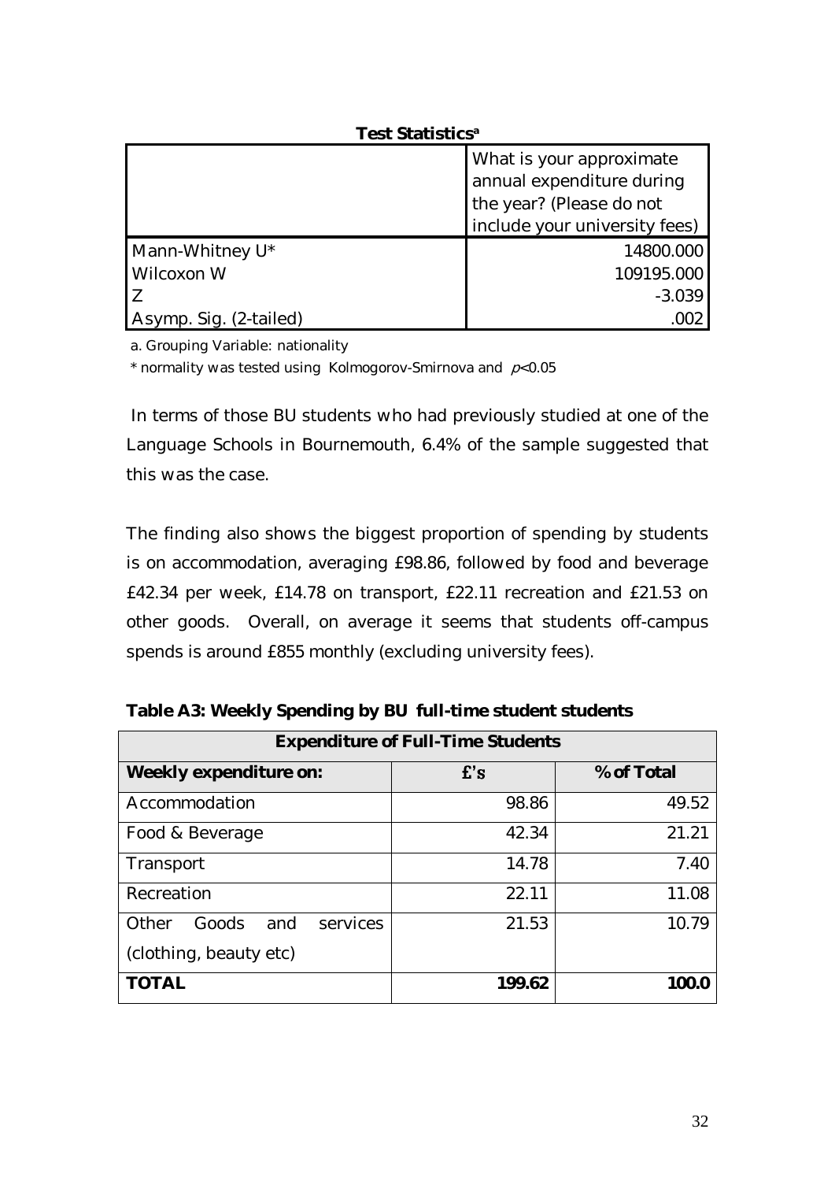**Test Statistics[a]**

| | What is your approximate annual expenditure during the year? (Please do not include your university fees) |
|---|---|
| Mann-Whitney U* | 14800.000 |
| Wilcoxon W | 109195.000 |
| Z | -3.039 |
| Asymp. Sig. (2-tailed) | .002 |

a. Grouping Variable: nationality

\* normality was tested using Kolmogorov-Smirnova and $p<0.05$

In terms of those BU students who had previously studied at one of the Language Schools in Bournemouth, 6.4% of the sample suggested that this was the case.

The finding also shows the biggest proportion of spending by students is on accommodation, averaging £98.86, followed by food and beverage £42.34 per week, £14.78 on transport, £22.11 recreation and £21.53 on other goods. Overall, on average it seems that students off-campus spends is around £855 monthly (excluding university fees).

**Table A3: Weekly Spending by BU full-time student students**

| **Expenditure of Full-Time Students** | | |
|---|---|---|
| **Weekly expenditure on:** | **£'s** | **% of Total** |
| Accommodation | 98.86 | 49.52 |
| Food & Beverage | 42.34 | 21.21 |
| Transport | 14.78 | 7.40 |
| Recreation | 22.11 | 11.08 |
| Other Goods and services (clothing, beauty etc) | 21.53 | 10.79 |
| **TOTAL** | **199.62** | **100.0** |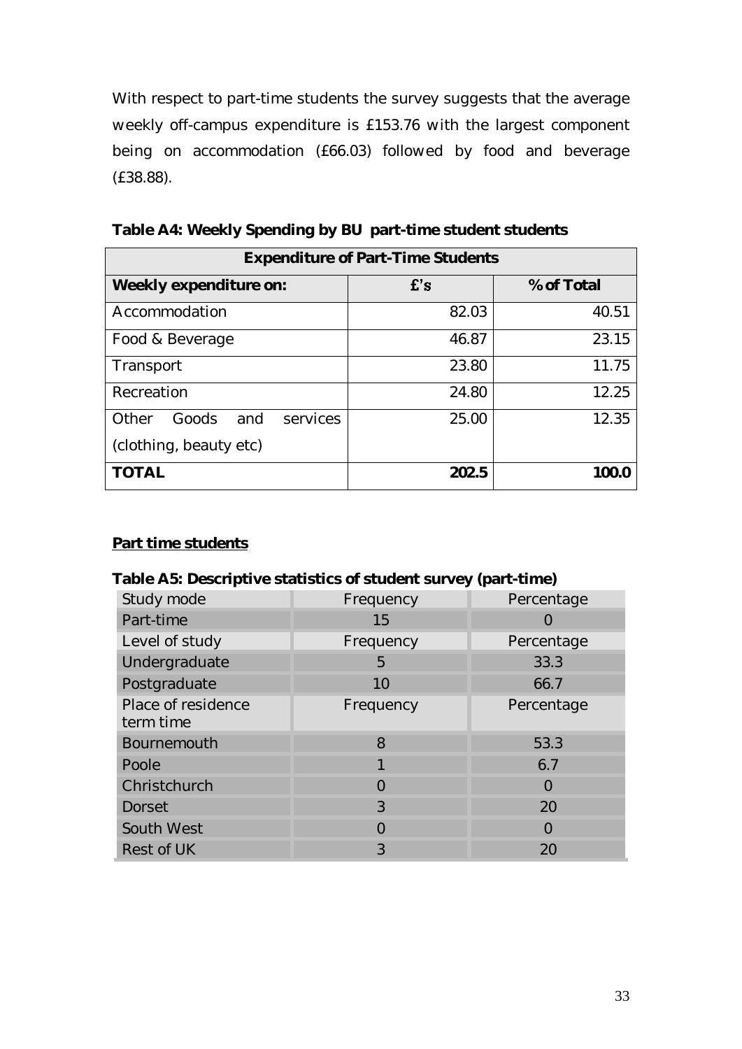With respect to part-time students the survey suggests that the average weekly off-campus expenditure is £153.76 with the largest component being on accommodation (£66.03) followed by food and beverage (£38.88).

**Table A4: Weekly Spending by BU part-time student students**

| Expenditure of Part-Time Students | | |
|---|---|---|
| **Weekly expenditure on:** | **£'s** | **% of Total** |
| Accommodation | 82.03 | 40.51 |
| Food & Beverage | 46.87 | 23.15 |
| Transport | 23.80 | 11.75 |
| Recreation | 24.80 | 12.25 |
| Other Goods and services (clothing, beauty etc) | 25.00 | 12.35 |
| **TOTAL** | **202.5** | **100.0** |

**Part time students**

**Table A5: Descriptive statistics of student survey (part-time)**

| Study mode | Frequency | Percentage |
|---|---|---|
| Part-time | 15 | 0 |
| Level of study | Frequency | Percentage |
| Undergraduate | 5 | 33.3 |
| Postgraduate | 10 | 66.7 |
| Place of residence term time | Frequency | Percentage |
| Bournemouth | 8 | 53.3 |
| Poole | 1 | 6.7 |
| Christchurch | 0 | 0 |
| Dorset | 3 | 20 |
| South West | 0 | 0 |
| Rest of UK | 3 | 20 |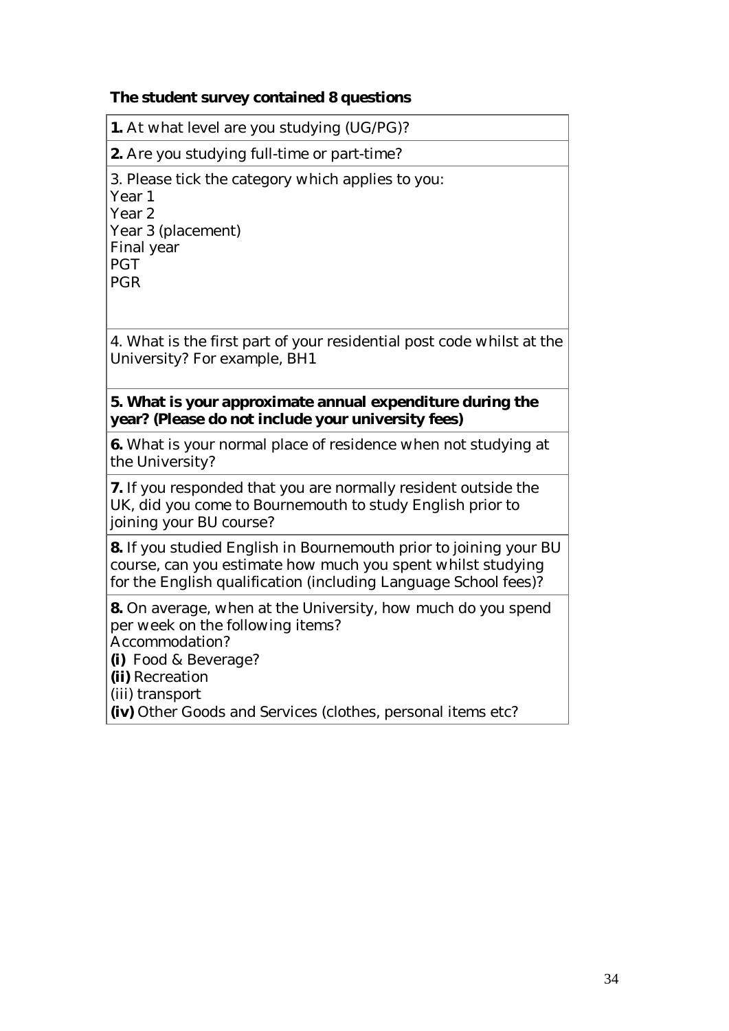**The student survey contained 8 questions**

| **1.** At what level are you studying (UG/PG)? |
|---|
| **2.** Are you studying full-time or part-time? |
| 3. Please tick the category which applies to you:<br>Year 1<br>Year 2<br>Year 3 (placement)<br>Final year<br>PGT<br>PGR |
| 4. What is the first part of your residential post code whilst at the University? For example, BH1 |
| **5. What is your approximate annual expenditure during the year? (Please do not include your university fees)** |
| **6.** What is your normal place of residence when not studying at the University? |
| **7.** If you responded that you are normally resident outside the UK, did you come to Bournemouth to study English prior to joining your BU course? |
| **8.** If you studied English in Bournemouth prior to joining your BU course, can you estimate how much you spent whilst studying for the English qualification (including Language School fees)? |
| **8.** On average, when at the University, how much do you spend per week on the following items?<br>Accommodation?<br>**(i)** Food & Beverage?<br>**(ii)** Recreation<br>(iii) transport<br>**(iv)** Other Goods and Services (clothes, personal items etc? |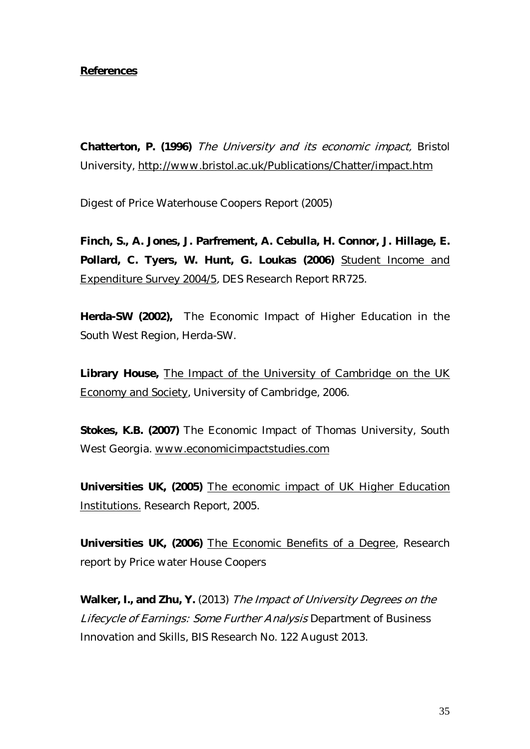**References**

**Chatterton, P. (1996)** *The University and its economic impact,* Bristol University, http://www.bristol.ac.uk/Publications/Chatter/impact.htm

Digest of Price Waterhouse Coopers Report (2005)

**Finch, S., A. Jones, J. Parfrement, A. Cebulla, H. Connor, J. Hillage, E. Pollard, C. Tyers, W. Hunt, G. Loukas (2006)** Student Income and Expenditure Survey 2004/5*,* DES Research Report RR725.

**Herda-SW (2002),** The Economic Impact of Higher Education in the South West Region, Herda-SW.

**Library House,** The Impact of the University of Cambridge on the UK Economy and Society, University of Cambridge, 2006.

**Stokes, K.B. (2007)** The Economic Impact of Thomas University, South West Georgia. www.economicimpactstudies.com

**Universities UK, (2005)** The economic impact of UK Higher Education Institutions. Research Report, 2005.

**Universities UK, (2006)** The Economic Benefits of a Degree, Research report by Price water House Coopers

**Walker, I., and Zhu, Y.** (2013) *The Impact of University Degrees on the Lifecycle of Earnings: Some Further Analysis* Department of Business Innovation and Skills, BIS Research No. 122 August 2013.